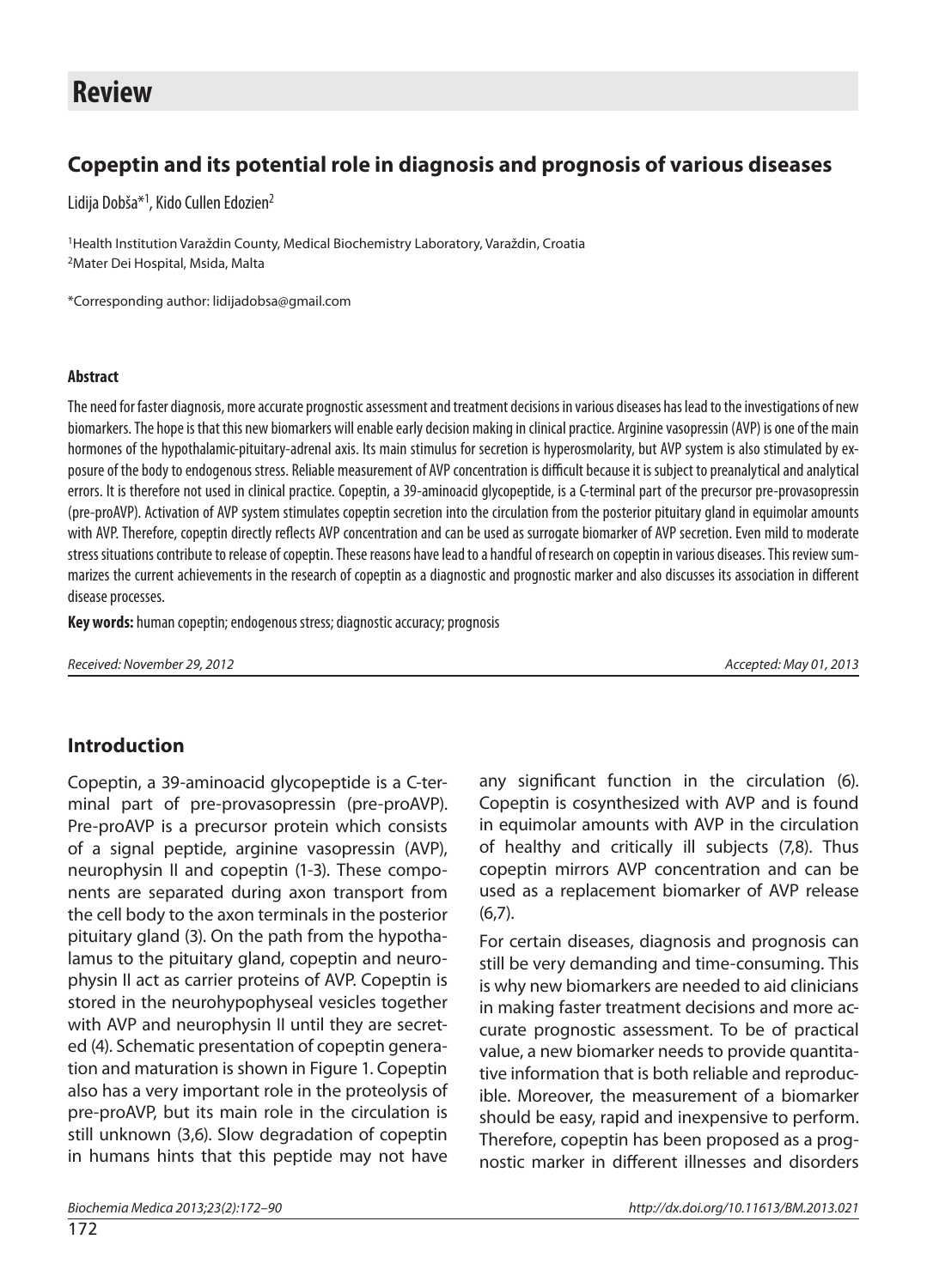# Review

## Copeptin and its potential role in diagnosis and prognosis of various diseases

Lidija Dobša*[1], Kido Cullen Edozien[2]

[1]Health Institution Varaždin County, Medical Biochemistry Laboratory, Varaždin, Croatia
[2]Mater Dei Hospital, Msida, Malta

*Corresponding author: lidijadobsa@gmail.com

**Abstract**

The need for faster diagnosis, more accurate prognostic assessment and treatment decisions in various diseases has lead to the investigations of new biomarkers. The hope is that this new biomarkers will enable early decision making in clinical practice. Arginine vasopressin (AVP) is one of the main hormones of the hypothalamic-pituitary-adrenal axis. Its main stimulus for secretion is hyperosmolarity, but AVP system is also stimulated by exposure of the body to endogenous stress. Reliable measurement of AVP concentration is difficult because it is subject to preanalytical and analytical errors. It is therefore not used in clinical practice. Copeptin, a 39-aminoacid glycopeptide, is a C-terminal part of the precursor pre-provasopressin (pre-proAVP). Activation of AVP system stimulates copeptin secretion into the circulation from the posterior pituitary gland in equimolar amounts with AVP. Therefore, copeptin directly reflects AVP concentration and can be used as surrogate biomarker of AVP secretion. Even mild to moderate stress situations contribute to release of copeptin. These reasons have lead to a handful of research on copeptin in various diseases. This review summarizes the current achievements in the research of copeptin as a diagnostic and prognostic marker and also discusses its association in different disease processes.

**Key words:** human copeptin; endogenous stress; diagnostic accuracy; prognosis

*Received: November 29, 2012* *Accepted: May 01, 2013*

## Introduction

Copeptin, a 39-aminoacid glycopeptide is a C-terminal part of pre-provasopressin (pre-proAVP). Pre-proAVP is a precursor protein which consists of a signal peptide, arginine vasopressin (AVP), neurophysin II and copeptin (1-3). These components are separated during axon transport from the cell body to the axon terminals in the posterior pituitary gland (3). On the path from the hypothalamus to the pituitary gland, copeptin and neurophysin II act as carrier proteins of AVP. Copeptin is stored in the neurohypophyseal vesicles together with AVP and neurophysin II until they are secreted (4). Schematic presentation of copeptin generation and maturation is shown in Figure 1. Copeptin also has a very important role in the proteolysis of pre-proAVP, but its main role in the circulation is still unknown (3,6). Slow degradation of copeptin in humans hints that this peptide may not have any significant function in the circulation (6). Copeptin is cosynthesized with AVP and is found in equimolar amounts with AVP in the circulation of healthy and critically ill subjects (7,8). Thus copeptin mirrors AVP concentration and can be used as a replacement biomarker of AVP release (6,7).

For certain diseases, diagnosis and prognosis can still be very demanding and time-consuming. This is why new biomarkers are needed to aid clinicians in making faster treatment decisions and more accurate prognostic assessment. To be of practical value, a new biomarker needs to provide quantitative information that is both reliable and reproducible. Moreover, the measurement of a biomarker should be easy, rapid and inexpensive to perform. Therefore, copeptin has been proposed as a prognostic marker in different illnesses and disorders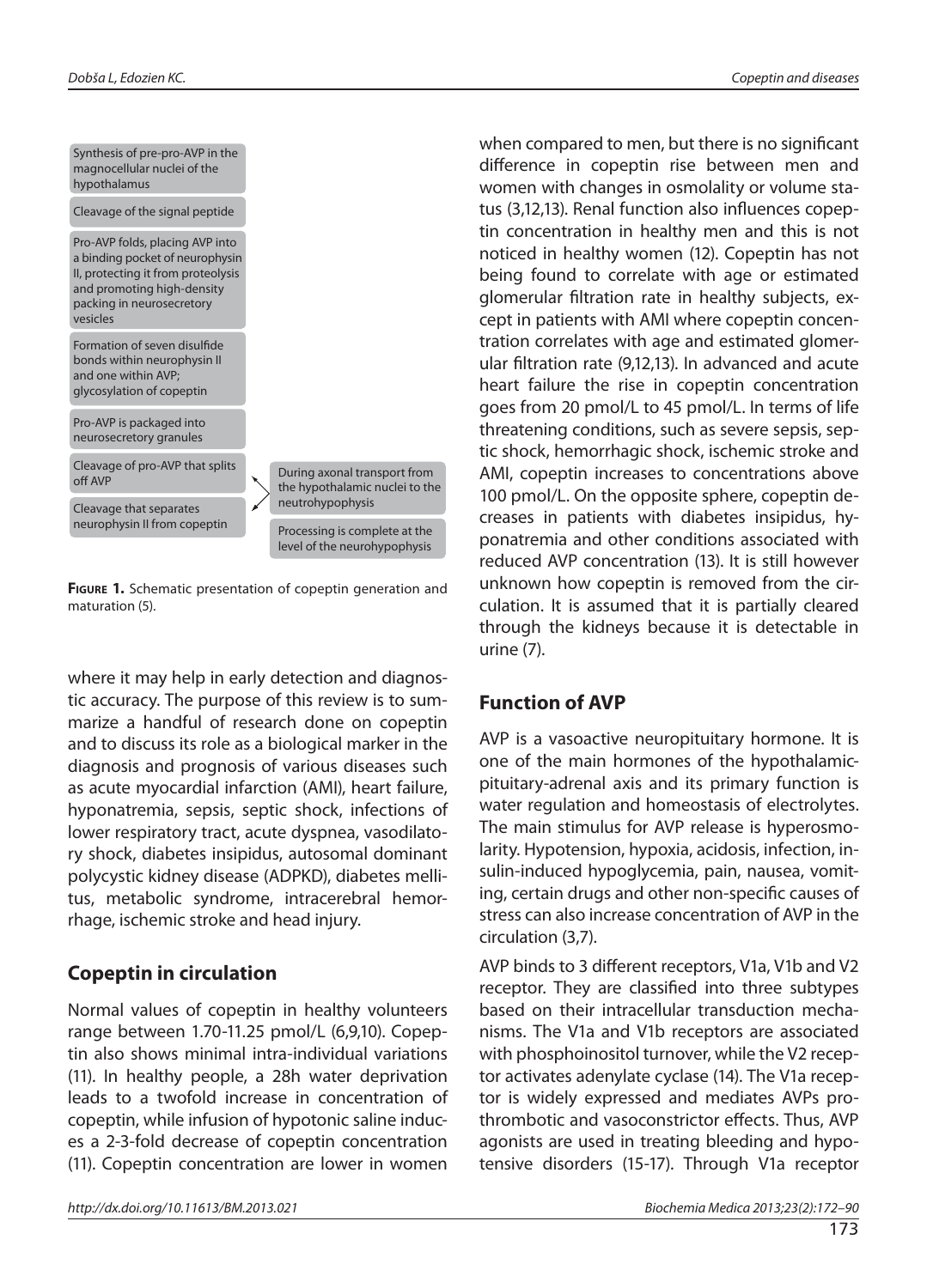Synthesis of pre-pro-AVP in the magnocellular nuclei of the hypothalamus

Cleavage of the signal peptide

Pro-AVP folds, placing AVP into a binding pocket of neurophysin II, protecting it from proteolysis and promoting high-density packing in neurosecretory vesicles

Formation of seven disulfide bonds within neurophysin II and one within AVP; glycosylation of copeptin

Pro-AVP is packaged into neurosecretory granules

Cleavage of pro-AVP that splits off AVP

Cleavage that separates neurophysin II from copeptin

During axonal transport from the hypothalamic nuclei to the neutrohypophysis

Processing is complete at the level of the neurohypophysis

**Figure 1.** Schematic presentation of copeptin generation and maturation (5).

where it may help in early detection and diagnostic accuracy. The purpose of this review is to summarize a handful of research done on copeptin and to discuss its role as a biological marker in the diagnosis and prognosis of various diseases such as acute myocardial infarction (AMI), heart failure, hyponatremia, sepsis, septic shock, infections of lower respiratory tract, acute dyspnea, vasodilatory shock, diabetes insipidus, autosomal dominant polycystic kidney disease (ADPKD), diabetes mellitus, metabolic syndrome, intracerebral hemorrhage, ischemic stroke and head injury.

## Copeptin in circulation

Normal values of copeptin in healthy volunteers range between 1.70-11.25 pmol/L (6,9,10). Copeptin also shows minimal intra-individual variations (11). In healthy people, a 28h water deprivation leads to a twofold increase in concentration of copeptin, while infusion of hypotonic saline induces a 2-3-fold decrease of copeptin concentration (11). Copeptin concentration are lower in women when compared to men, but there is no significant difference in copeptin rise between men and women with changes in osmolality or volume status (3,12,13). Renal function also influences copeptin concentration in healthy men and this is not noticed in healthy women (12). Copeptin has not being found to correlate with age or estimated glomerular filtration rate in healthy subjects, except in patients with AMI where copeptin concentration correlates with age and estimated glomerular filtration rate (9,12,13). In advanced and acute heart failure the rise in copeptin concentration goes from 20 pmol/L to 45 pmol/L. In terms of life threatening conditions, such as severe sepsis, septic shock, hemorrhagic shock, ischemic stroke and AMI, copeptin increases to concentrations above 100 pmol/L. On the opposite sphere, copeptin decreases in patients with diabetes insipidus, hyponatremia and other conditions associated with reduced AVP concentration (13). It is still however unknown how copeptin is removed from the circulation. It is assumed that it is partially cleared through the kidneys because it is detectable in urine (7).

## Function of AVP

AVP is a vasoactive neuropituitary hormone. It is one of the main hormones of the hypothalamic-pituitary-adrenal axis and its primary function is water regulation and homeostasis of electrolytes. The main stimulus for AVP release is hyperosmolarity. Hypotension, hypoxia, acidosis, infection, insulin-induced hypoglycemia, pain, nausea, vomiting, certain drugs and other non-specific causes of stress can also increase concentration of AVP in the circulation (3,7).

AVP binds to 3 different receptors, V1a, V1b and V2 receptor. They are classified into three subtypes based on their intracellular transduction mechanisms. The V1a and V1b receptors are associated with phosphoinositol turnover, while the V2 receptor activates adenylate cyclase (14). The V1a receptor is widely expressed and mediates AVPs prothrombotic and vasoconstrictor effects. Thus, AVP agonists are used in treating bleeding and hypotensive disorders (15-17). Through V1a receptor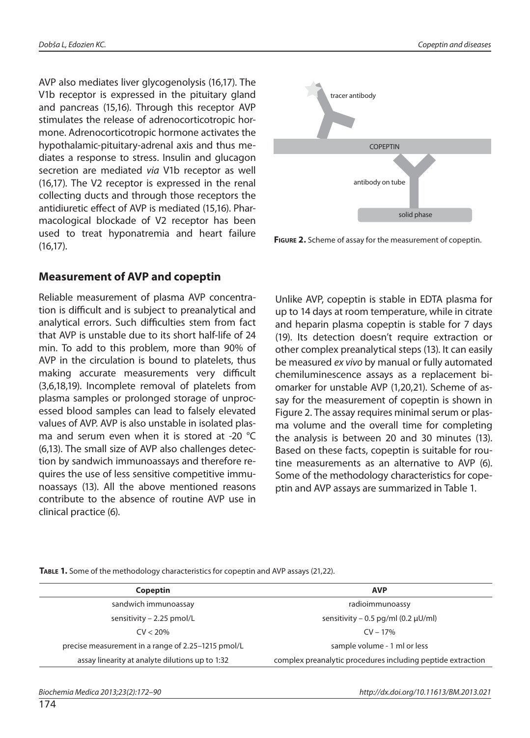AVP also mediates liver glycogenolysis (16,17). The V1b receptor is expressed in the pituitary gland and pancreas (15,16). Through this receptor AVP stimulates the release of adrenocorticotropic hormone. Adrenocorticotropic hormone activates the hypothalamic-pituitary-adrenal axis and thus mediates a response to stress. Insulin and glucagon secretion are mediated *via* V1b receptor as well (16,17). The V2 receptor is expressed in the renal collecting ducts and through those receptors the antidiuretic effect of AVP is mediated (15,16). Pharmacological blockade of V2 receptor has been used to treat hyponatremia and heart failure (16,17).

## Measurement of AVP and copeptin

Reliable measurement of plasma AVP concentration is difficult and is subject to preanalytical and analytical errors. Such difficulties stem from fact that AVP is unstable due to its short half-life of 24 min. To add to this problem, more than 90% of AVP in the circulation is bound to platelets, thus making accurate measurements very difficult (3,6,18,19). Incomplete removal of platelets from plasma samples or prolonged storage of unprocessed blood samples can lead to falsely elevated values of AVP. AVP is also unstable in isolated plasma and serum even when it is stored at -20 °C (6,13). The small size of AVP also challenges detection by sandwich immunoassays and therefore requires the use of less sensitive competitive immunoassays (13). All the above mentioned reasons contribute to the absence of routine AVP use in clinical practice (6).

tracer antibody

COPEPTIN

antibody on tube

solid phase

**Figure 2.** Scheme of assay for the measurement of copeptin.

Unlike AVP, copeptin is stable in EDTA plasma for up to 14 days at room temperature, while in citrate and heparin plasma copeptin is stable for 7 days (19). Its detection doesn't require extraction or other complex preanalytical steps (13). It can easily be measured *ex vivo* by manual or fully automated chemiluminescence assays as a replacement biomarker for unstable AVP (1,20,21). Scheme of assay for the measurement of copeptin is shown in Figure 2. The assay requires minimal serum or plasma volume and the overall time for completing the analysis is between 20 and 30 minutes (13). Based on these facts, copeptin is suitable for routine measurements as an alternative to AVP (6). Some of the methodology characteristics for copeptin and AVP assays are summarized in Table 1.

**Table 1.** Some of the methodology characteristics for copeptin and AVP assays (21,22).

| Copeptin | AVP |
|---|---|
| sandwich immunoassay | radioimmunoassy |
| sensitivity – 2.25 pmol/L | sensitivity – 0.5 pg/ml (0.2 μU/ml) |
| CV < 20% | CV – 17% |
| precise measurement in a range of 2.25–1215 pmol/L | sample volume - 1 ml or less |
| assay linearity at analyte dilutions up to 1:32 | complex preanalytic procedures including peptide extraction |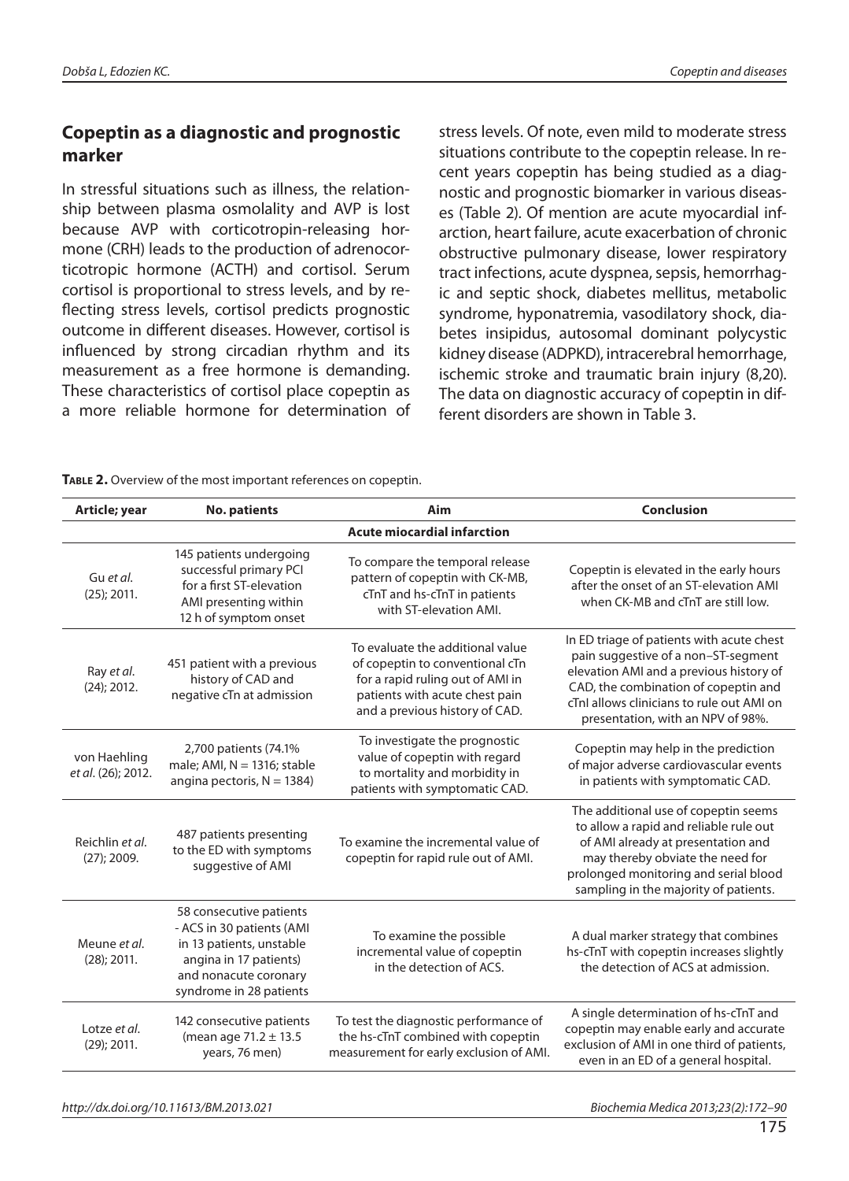## Copeptin as a diagnostic and prognostic marker

In stressful situations such as illness, the relationship between plasma osmolality and AVP is lost because AVP with corticotropin-releasing hormone (CRH) leads to the production of adrenocorticotropic hormone (ACTH) and cortisol. Serum cortisol is proportional to stress levels, and by reflecting stress levels, cortisol predicts prognostic outcome in different diseases. However, cortisol is influenced by strong circadian rhythm and its measurement as a free hormone is demanding. These characteristics of cortisol place copeptin as a more reliable hormone for determination of stress levels. Of note, even mild to moderate stress situations contribute to the copeptin release. In recent years copeptin has being studied as a diagnostic and prognostic biomarker in various diseases (Table 2). Of mention are acute myocardial infarction, heart failure, acute exacerbation of chronic obstructive pulmonary disease, lower respiratory tract infections, acute dyspnea, sepsis, hemorrhagic and septic shock, diabetes mellitus, metabolic syndrome, hyponatremia, vasodilatory shock, diabetes insipidus, autosomal dominant polycystic kidney disease (ADPKD), intracerebral hemorrhage, ischemic stroke and traumatic brain injury (8,20). The data on diagnostic accuracy of copeptin in different disorders are shown in Table 3.

**Table 2.** Overview of the most important references on copeptin.

| Article; year | No. patients | Aim | Conclusion |
|---|---|---|---|
| | | **Acute myocardial infarction** | |
| Gu *et al.* (25); 2011. | 145 patients undergoing successful primary PCI for a first ST-elevation AMI presenting within 12 h of symptom onset | To compare the temporal release pattern of copeptin with CK-MB, cTnT and hs-cTnT in patients with ST-elevation AMI. | Copeptin is elevated in the early hours after the onset of an ST-elevation AMI when CK-MB and cTnT are still low. |
| Ray *et al.* (24); 2012. | 451 patient with a previous history of CAD and negative cTn at admission | To evaluate the additional value of copeptin to conventional cTn for a rapid ruling out of AMI in patients with acute chest pain and a previous history of CAD. | In ED triage of patients with acute chest pain suggestive of a non–ST-segment elevation AMI and a previous history of CAD, the combination of copeptin and cTnI allows clinicians to rule out AMI on presentation, with an NPV of 98%. |
| von Haehling *et al.* (26); 2012. | 2,700 patients (74.1% male; AMI, N = 1316; stable angina pectoris, N = 1384) | To investigate the prognostic value of copeptin with regard to mortality and morbidity in patients with symptomatic CAD. | Copeptin may help in the prediction of major adverse cardiovascular events in patients with symptomatic CAD. |
| Reichlin *et al.* (27); 2009. | 487 patients presenting to the ED with symptoms suggestive of AMI | To examine the incremental value of copeptin for rapid rule out of AMI. | The additional use of copeptin seems to allow a rapid and reliable rule out of AMI already at presentation and may thereby obviate the need for prolonged monitoring and serial blood sampling in the majority of patients. |
| Meune *et al.* (28); 2011. | 58 consecutive patients - ACS in 30 patients (AMI in 13 patients, unstable angina in 17 patients) and nonacute coronary syndrome in 28 patients | To examine the possible incremental value of copeptin in the detection of ACS. | A dual marker strategy that combines hs-cTnT with copeptin increases slightly the detection of ACS at admission. |
| Lotze *et al.* (29); 2011. | 142 consecutive patients (mean age 71.2 ± 13.5 years, 76 men) | To test the diagnostic performance of the hs-cTnT combined with copeptin measurement for early exclusion of AMI. | A single determination of hs-cTnT and copeptin may enable early and accurate exclusion of AMI in one third of patients, even in an ED of a general hospital. |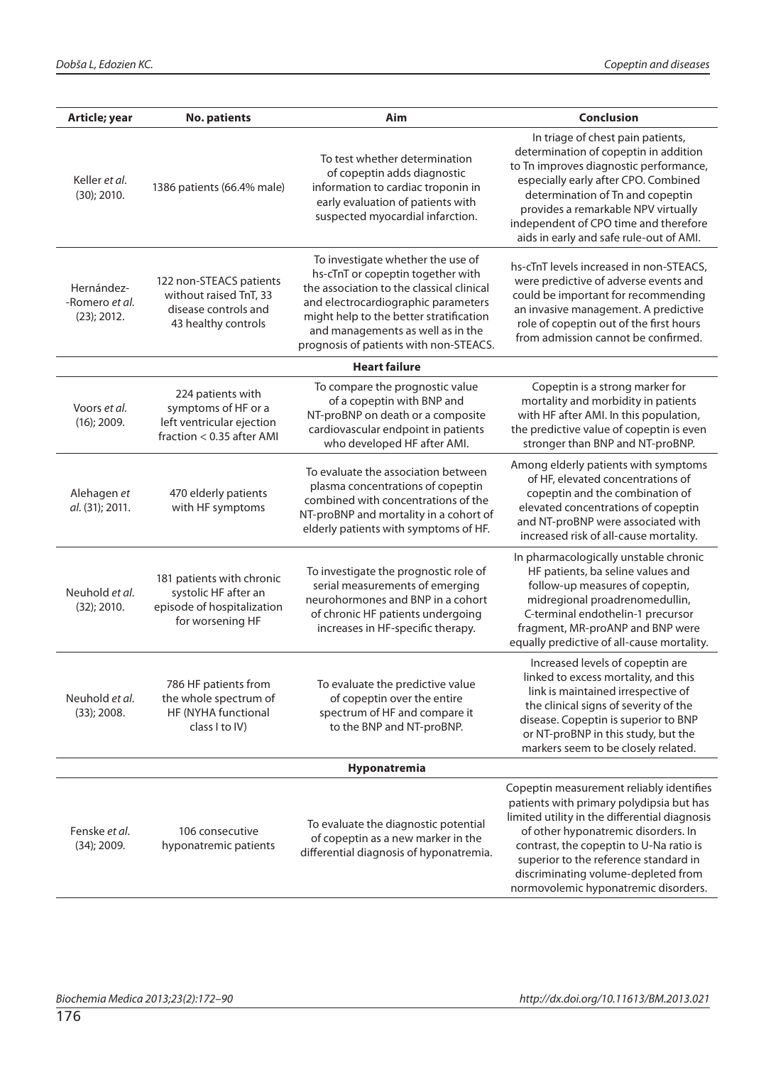| Article; year | No. patients | Aim | Conclusion |
|---|---|---|---|
| Keller *et al.* (30); 2010. | 1386 patients (66.4% male) | To test whether determination of copeptin adds diagnostic information to cardiac troponin in early evaluation of patients with suspected myocardial infarction. | In triage of chest pain patients, determination of copeptin in addition to Tn improves diagnostic performance, especially early after CPO. Combined determination of Tn and copeptin provides a remarkable NPV virtually independent of CPO time and therefore aids in early and safe rule-out of AMI. |
| Hernández-Romero *et al.* (23); 2012. | 122 non-STEACS patients without raised TnT, 33 disease controls and 43 healthy controls | To investigate whether the use of hs-cTnT or copeptin together with the association to the classical clinical and electrocardiographic parameters might help to the better stratification and managements as well as in the prognosis of patients with non-STEACS. | hs-cTnT levels increased in non-STEACS, were predictive of adverse events and could be important for recommending an invasive management. A predictive role of copeptin out of the first hours from admission cannot be confirmed. |
| | | **Heart failure** | |
| Voors *et al.* (16); 2009. | 224 patients with symptoms of HF or a left ventricular ejection fraction < 0.35 after AMI | To compare the prognostic value of a copeptin with BNP and NT-proBNP on death or a composite cardiovascular endpoint in patients who developed HF after AMI. | Copeptin is a strong marker for mortality and morbidity in patients with HF after AMI. In this population, the predictive value of copeptin is even stronger than BNP and NT-proBNP. |
| Alehagen *et al.* (31); 2011. | 470 elderly patients with HF symptoms | To evaluate the association between plasma concentrations of copeptin combined with concentrations of the NT-proBNP and mortality in a cohort of elderly patients with symptoms of HF. | Among elderly patients with symptoms of HF, elevated concentrations of copeptin and the combination of elevated concentrations of copeptin and NT-proBNP were associated with increased risk of all-cause mortality. |
| Neuhold *et al.* (32); 2010. | 181 patients with chronic systolic HF after an episode of hospitalization for worsening HF | To investigate the prognostic role of serial measurements of emerging neurohormones and BNP in a cohort of chronic HF patients undergoing increases in HF-specific therapy. | In pharmacologically unstable chronic HF patients, ba seline values and follow-up measures of copeptin, midregional proadrenomedullin, C-terminal endothelin-1 precursor fragment, MR-proANP and BNP were equally predictive of all-cause mortality. |
| Neuhold *et al.* (33); 2008. | 786 HF patients from the whole spectrum of HF (NYHA functional class I to IV) | To evaluate the predictive value of copeptin over the entire spectrum of HF and compare it to the BNP and NT-proBNP. | Increased levels of copeptin are linked to excess mortality, and this link is maintained irrespective of the clinical signs of severity of the disease. Copeptin is superior to BNP or NT-proBNP in this study, but the markers seem to be closely related. |
| | | **Hyponatremia** | |
| Fenske *et al.* (34); 2009. | 106 consecutive hyponatremic patients | To evaluate the diagnostic potential of copeptin as a new marker in the differential diagnosis of hyponatremia. | Copeptin measurement reliably identifies patients with primary polydipsia but has limited utility in the differential diagnosis of other hyponatremic disorders. In contrast, the copeptin to U-Na ratio is superior to the reference standard in discriminating volume-depleted from normovolemic hyponatremic disorders. |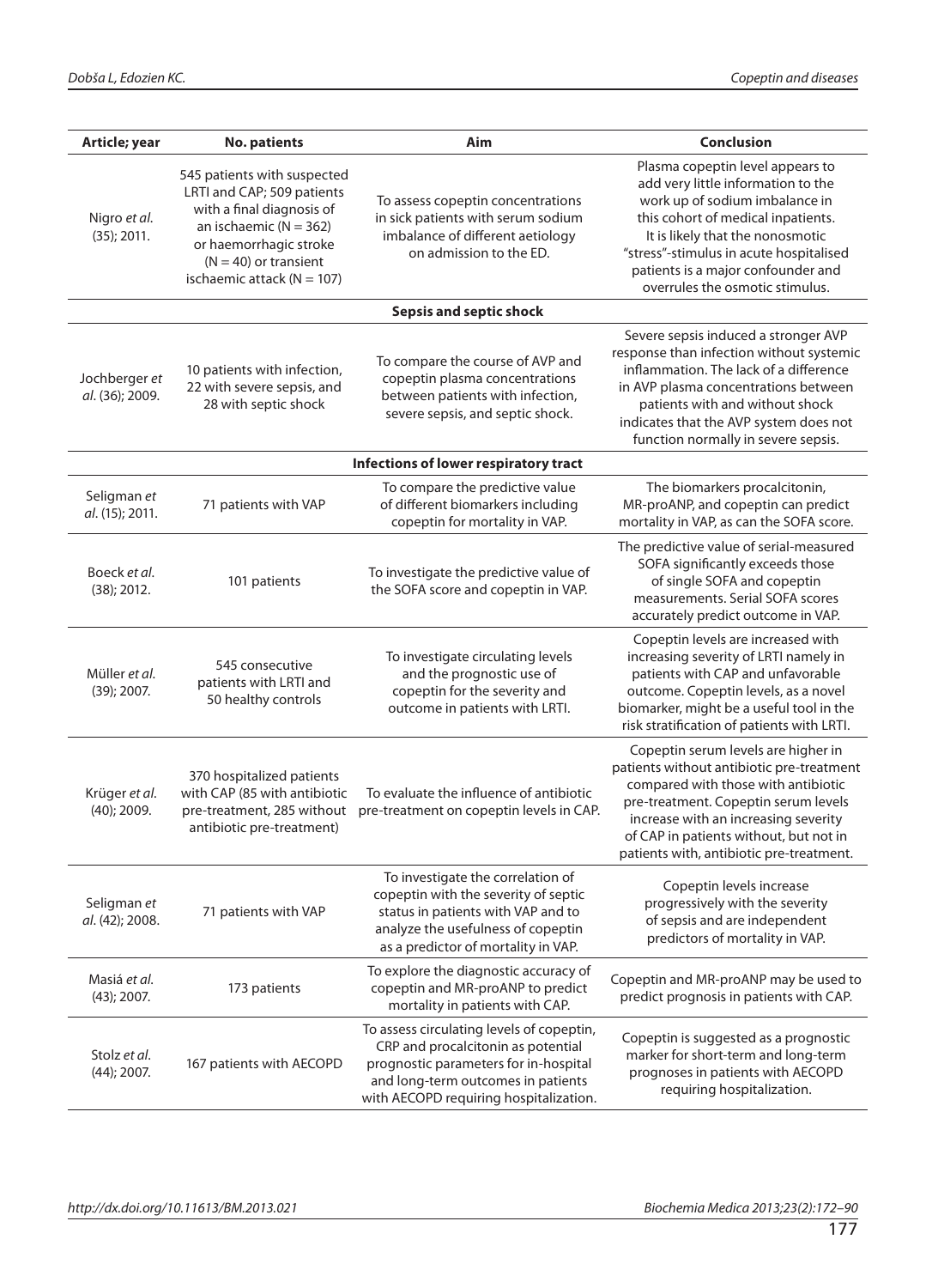| Article; year | No. patients | Aim | Conclusion |
|---|---|---|---|
| Nigro *et al.* (35); 2011. | 545 patients with suspected LRTI and CAP; 509 patients with a final diagnosis of an ischaemic (N = 362) or haemorrhagic stroke (N = 40) or transient ischaemic attack (N = 107) | To assess copeptin concentrations in sick patients with serum sodium imbalance of different aetiology on admission to the ED. | Plasma copeptin level appears to add very little information to the work up of sodium imbalance in this cohort of medical inpatients. It is likely that the nonosmotic "stress"-stimulus in acute hospitalised patients is a major confounder and overrules the osmotic stimulus. |
| | | **Sepsis and septic shock** | |
| Jochberger *et al.* (36); 2009. | 10 patients with infection, 22 with severe sepsis, and 28 with septic shock | To compare the course of AVP and copeptin plasma concentrations between patients with infection, severe sepsis, and septic shock. | Severe sepsis induced a stronger AVP response than infection without systemic inflammation. The lack of a difference in AVP plasma concentrations between patients with and without shock indicates that the AVP system does not function normally in severe sepsis. |
| | | **Infections of lower respiratory tract** | |
| Seligman *et al.* (15); 2011. | 71 patients with VAP | To compare the predictive value of different biomarkers including copeptin for mortality in VAP. | The biomarkers procalcitonin, MR-proANP, and copeptin can predict mortality in VAP, as can the SOFA score. |
| Boeck *et al.* (38); 2012. | 101 patients | To investigate the predictive value of the SOFA score and copeptin in VAP. | The predictive value of serial-measured SOFA significantly exceeds those of single SOFA and copeptin measurements. Serial SOFA scores accurately predict outcome in VAP. |
| Müller *et al.* (39); 2007. | 545 consecutive patients with LRTI and 50 healthy controls | To investigate circulating levels and the prognostic use of copeptin for the severity and outcome in patients with LRTI. | Copeptin levels are increased with increasing severity of LRTI namely in patients with CAP and unfavorable outcome. Copeptin levels, as a novel biomarker, might be a useful tool in the risk stratification of patients with LRTI. |
| Krüger *et al.* (40); 2009. | 370 hospitalized patients with CAP (85 with antibiotic pre-treatment, 285 without antibiotic pre-treatment) | To evaluate the influence of antibiotic pre-treatment on copeptin levels in CAP. | Copeptin serum levels are higher in patients without antibiotic pre-treatment compared with those with antibiotic pre-treatment. Copeptin serum levels increase with an increasing severity of CAP in patients without, but not in patients with, antibiotic pre-treatment. |
| Seligman *et al.* (42); 2008. | 71 patients with VAP | To investigate the correlation of copeptin with the severity of septic status in patients with VAP and to analyze the usefulness of copeptin as a predictor of mortality in VAP. | Copeptin levels increase progressively with the severity of sepsis and are independent predictors of mortality in VAP. |
| Masiá *et al.* (43); 2007. | 173 patients | To explore the diagnostic accuracy of copeptin and MR-proANP to predict mortality in patients with CAP. | Copeptin and MR-proANP may be used to predict prognosis in patients with CAP. |
| Stolz *et al.* (44); 2007. | 167 patients with AECOPD | To assess circulating levels of copeptin, CRP and procalcitonin as potential prognostic parameters for in-hospital and long-term outcomes in patients with AECOPD requiring hospitalization. | Copeptin is suggested as a prognostic marker for short-term and long-term prognoses in patients with AECOPD requiring hospitalization. |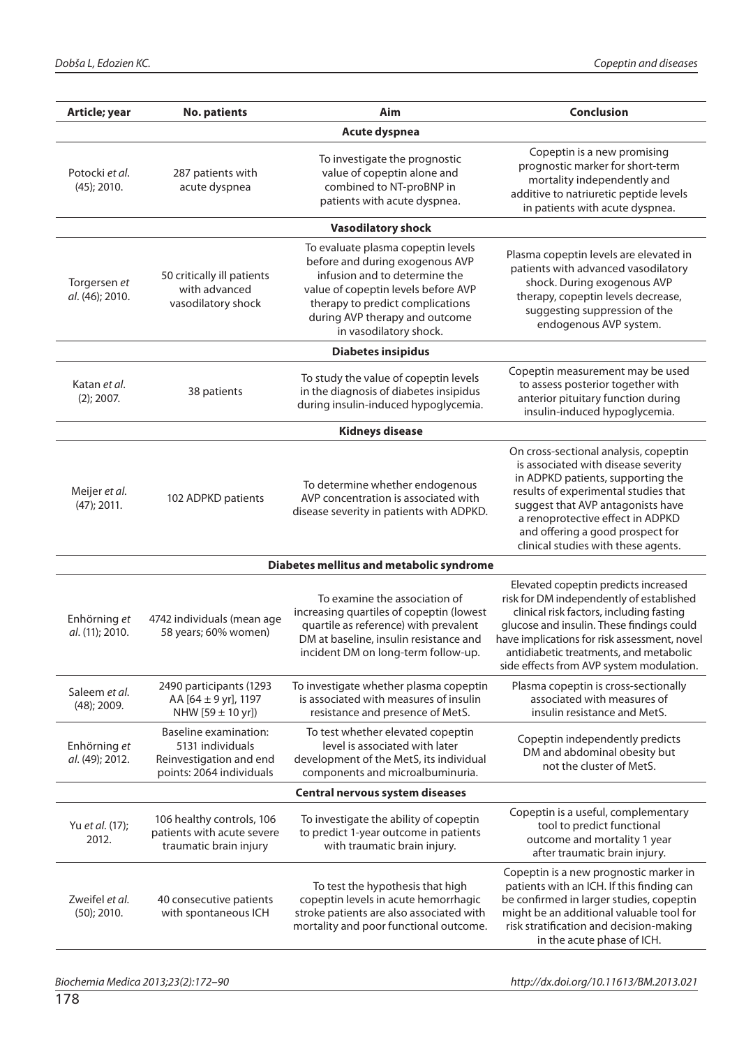| Article; year | No. patients | Aim | Conclusion |
|---|---|---|---|
| **Acute dyspnea** | | | |
| Potocki *et al.* (45); 2010. | 287 patients with acute dyspnea | To investigate the prognostic value of copeptin alone and combined to NT-proBNP in patients with acute dyspnea. | Copeptin is a new promising prognostic marker for short-term mortality independently and additive to natriuretic peptide levels in patients with acute dyspnea. |
| **Vasodilatory shock** | | | |
| Torgersen *et al.* (46); 2010. | 50 critically ill patients with advanced vasodilatory shock | To evaluate plasma copeptin levels before and during exogenous AVP infusion and to determine the value of copeptin levels before AVP therapy to predict complications during AVP therapy and outcome in vasodilatory shock. | Plasma copeptin levels are elevated in patients with advanced vasodilatory shock. During exogenous AVP therapy, copeptin levels decrease, suggesting suppression of the endogenous AVP system. |
| **Diabetes insipidus** | | | |
| Katan *et al.* (2); 2007. | 38 patients | To study the value of copeptin levels in the diagnosis of diabetes insipidus during insulin-induced hypoglycemia. | Copeptin measurement may be used to assess posterior together with anterior pituitary function during insulin-induced hypoglycemia. |
| **Kidneys disease** | | | |
| Meijer *et al.* (47); 2011. | 102 ADPKD patients | To determine whether endogenous AVP concentration is associated with disease severity in patients with ADPKD. | On cross-sectional analysis, copeptin is associated with disease severity in ADPKD patients, supporting the results of experimental studies that suggest that AVP antagonists have a renoprotective effect in ADPKD and offering a good prospect for clinical studies with these agents. |
| **Diabetes mellitus and metabolic syndrome** | | | |
| Enhörning *et al.* (11); 2010. | 4742 individuals (mean age 58 years; 60% women) | To examine the association of increasing quartiles of copeptin (lowest quartile as reference) with prevalent DM at baseline, insulin resistance and incident DM on long-term follow-up. | Elevated copeptin predicts increased risk for DM independently of established clinical risk factors, including fasting glucose and insulin. These findings could have implications for risk assessment, novel antidiabetic treatments, and metabolic side effects from AVP system modulation. |
| Saleem *et al.* (48); 2009. | 2490 participants (1293 AA [64 ± 9 yr], 1197 NHW [59 ± 10 yr]) | To investigate whether plasma copeptin is associated with measures of insulin resistance and presence of MetS. | Plasma copeptin is cross-sectionally associated with measures of insulin resistance and MetS. |
| Enhörning *et al.* (49); 2012. | Baseline examination: 5131 individuals Reinvestigation and end points: 2064 individuals | To test whether elevated copeptin level is associated with later development of the MetS, its individual components and microalbuminuria. | Copeptin independently predicts DM and abdominal obesity but not the cluster of MetS. |
| **Central nervous system diseases** | | | |
| Yu *et al.* (17); 2012. | 106 healthy controls, 106 patients with acute severe traumatic brain injury | To investigate the ability of copeptin to predict 1-year outcome in patients with traumatic brain injury. | Copeptin is a useful, complementary tool to predict functional outcome and mortality 1 year after traumatic brain injury. |
| Zweifel *et al.* (50); 2010. | 40 consecutive patients with spontaneous ICH | To test the hypothesis that high copeptin levels in acute hemorrhagic stroke patients are also associated with mortality and poor functional outcome. | Copeptin is a new prognostic marker in patients with an ICH. If this finding can be confirmed in larger studies, copeptin might be an additional valuable tool for risk stratification and decision-making in the acute phase of ICH. |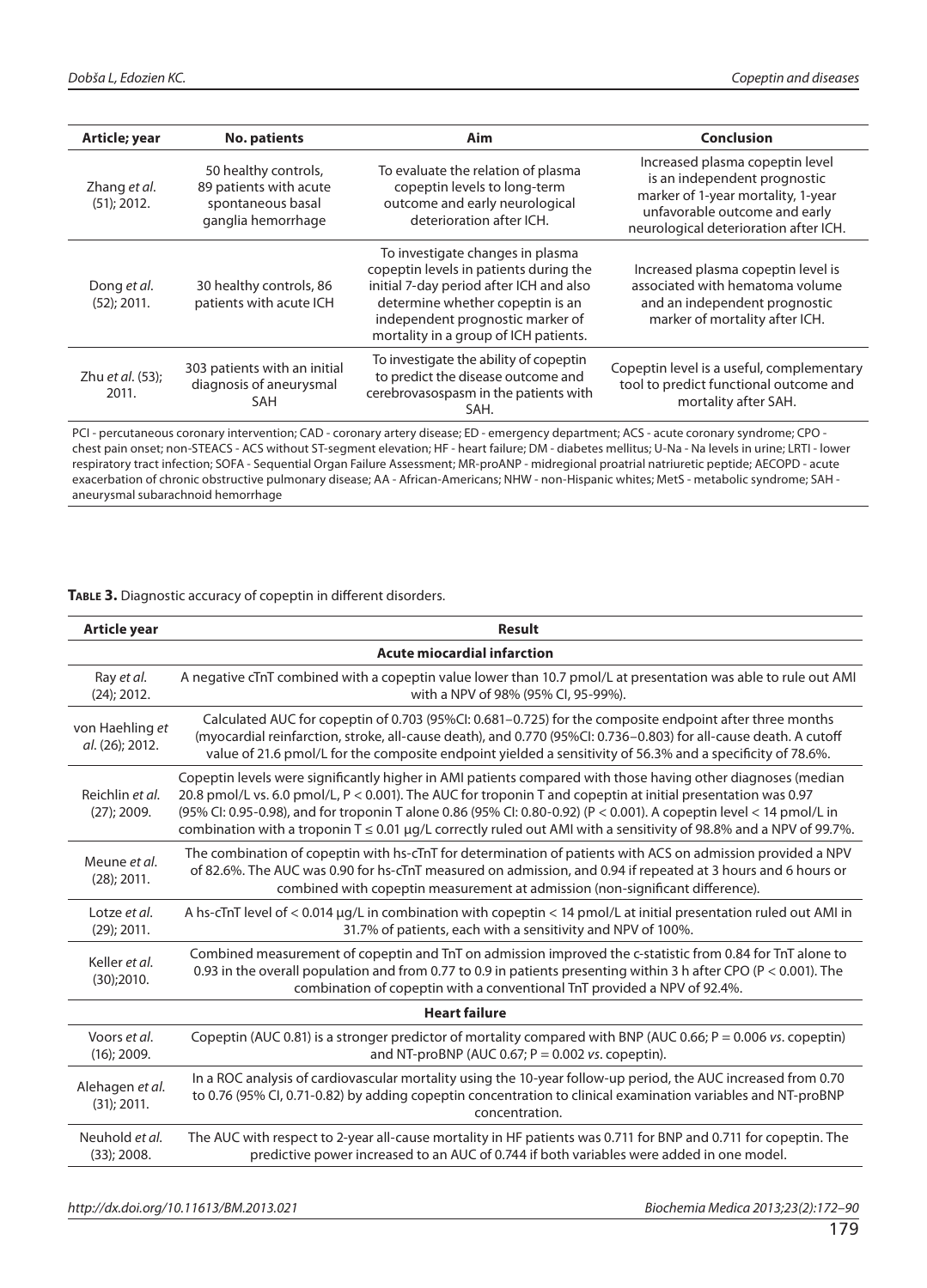| Article; year | No. patients | Aim | Conclusion |
|---|---|---|---|
| Zhang *et al.* (51); 2012. | 50 healthy controls, 89 patients with acute spontaneous basal ganglia hemorrhage | To evaluate the relation of plasma copeptin levels to long-term outcome and early neurological deterioration after ICH. | Increased plasma copeptin level is an independent prognostic marker of 1-year mortality, 1-year unfavorable outcome and early neurological deterioration after ICH. |
| Dong *et al.* (52); 2011. | 30 healthy controls, 86 patients with acute ICH | To investigate changes in plasma copeptin levels in patients during the initial 7-day period after ICH and also determine whether copeptin is an independent prognostic marker of mortality in a group of ICH patients. | Increased plasma copeptin level is associated with hematoma volume and an independent prognostic marker of mortality after ICH. |
| Zhu *et al.* (53); 2011. | 303 patients with an initial diagnosis of aneurysmal SAH | To investigate the ability of copeptin to predict the disease outcome and cerebrovasospasm in the patients with SAH. | Copeptin level is a useful, complementary tool to predict functional outcome and mortality after SAH. |

PCI - percutaneous coronary intervention; CAD - coronary artery disease; ED - emergency department; ACS - acute coronary syndrome; CPO - chest pain onset; non-STEACS - ACS without ST-segment elevation; HF - heart failure; DM - diabetes mellitus; U-Na - Na levels in urine; LRTI - lower respiratory tract infection; SOFA - Sequential Organ Failure Assessment; MR-proANP - midregional proatrial natriuretic peptide; AECOPD - acute exacerbation of chronic obstructive pulmonary disease; AA - African-Americans; NHW - non-Hispanic whites; MetS - metabolic syndrome; SAH - aneurysmal subarachnoid hemorrhage

**Table 3.** Diagnostic accuracy of copeptin in different disorders.

| Article year | Result |
|---|---|
| | **Acute miocardial infarction** |
| Ray *et al.* (24); 2012. | A negative cTnT combined with a copeptin value lower than 10.7 pmol/L at presentation was able to rule out AMI with a NPV of 98% (95% CI, 95-99%). |
| von Haehling *et al.* (26); 2012. | Calculated AUC for copeptin of 0.703 (95%CI: 0.681–0.725) for the composite endpoint after three months (myocardial reinfarction, stroke, all-cause death), and 0.770 (95%CI: 0.736–0.803) for all-cause death. A cutoff value of 21.6 pmol/L for the composite endpoint yielded a sensitivity of 56.3% and a specificity of 78.6%. |
| Reichlin *et al.* (27); 2009. | Copeptin levels were significantly higher in AMI patients compared with those having other diagnoses (median 20.8 pmol/L vs. 6.0 pmol/L, $P < 0.001$). The AUC for troponin T and copeptin at initial presentation was 0.97 (95% CI: 0.95-0.98), and for troponin T alone 0.86 (95% CI: 0.80-0.92) ($P < 0.001$). A copeptin level < 14 pmol/L in combination with a troponin T ≤ 0.01 µg/L correctly ruled out AMI with a sensitivity of 98.8% and a NPV of 99.7%. |
| Meune *et al.* (28); 2011. | The combination of copeptin with hs-cTnT for determination of patients with ACS on admission provided a NPV of 82.6%. The AUC was 0.90 for hs-cTnT measured on admission, and 0.94 if repeated at 3 hours and 6 hours or combined with copeptin measurement at admission (non-significant difference). |
| Lotze *et al.* (29); 2011. | A hs-cTnT level of < 0.014 µg/L in combination with copeptin < 14 pmol/L at initial presentation ruled out AMI in 31.7% of patients, each with a sensitivity and NPV of 100%. |
| Keller *et al.* (30);2010. | Combined measurement of copeptin and TnT on admission improved the c-statistic from 0.84 for TnT alone to 0.93 in the overall population and from 0.77 to 0.9 in patients presenting within 3 h after CPO ($P < 0.001$). The combination of copeptin with a conventional TnT provided a NPV of 92.4%. |
| | **Heart failure** |
| Voors *et al.* (16); 2009. | Copeptin (AUC 0.81) is a stronger predictor of mortality compared with BNP (AUC 0.66; $P = 0.006$ *vs.* copeptin) and NT-proBNP (AUC 0.67; $P = 0.002$ *vs.* copeptin). |
| Alehagen *et al.* (31); 2011. | In a ROC analysis of cardiovascular mortality using the 10-year follow-up period, the AUC increased from 0.70 to 0.76 (95% CI, 0.71-0.82) by adding copeptin concentration to clinical examination variables and NT-proBNP concentration. |
| Neuhold *et al.* (33); 2008. | The AUC with respect to 2-year all-cause mortality in HF patients was 0.711 for BNP and 0.711 for copeptin. The predictive power increased to an AUC of 0.744 if both variables were added in one model. |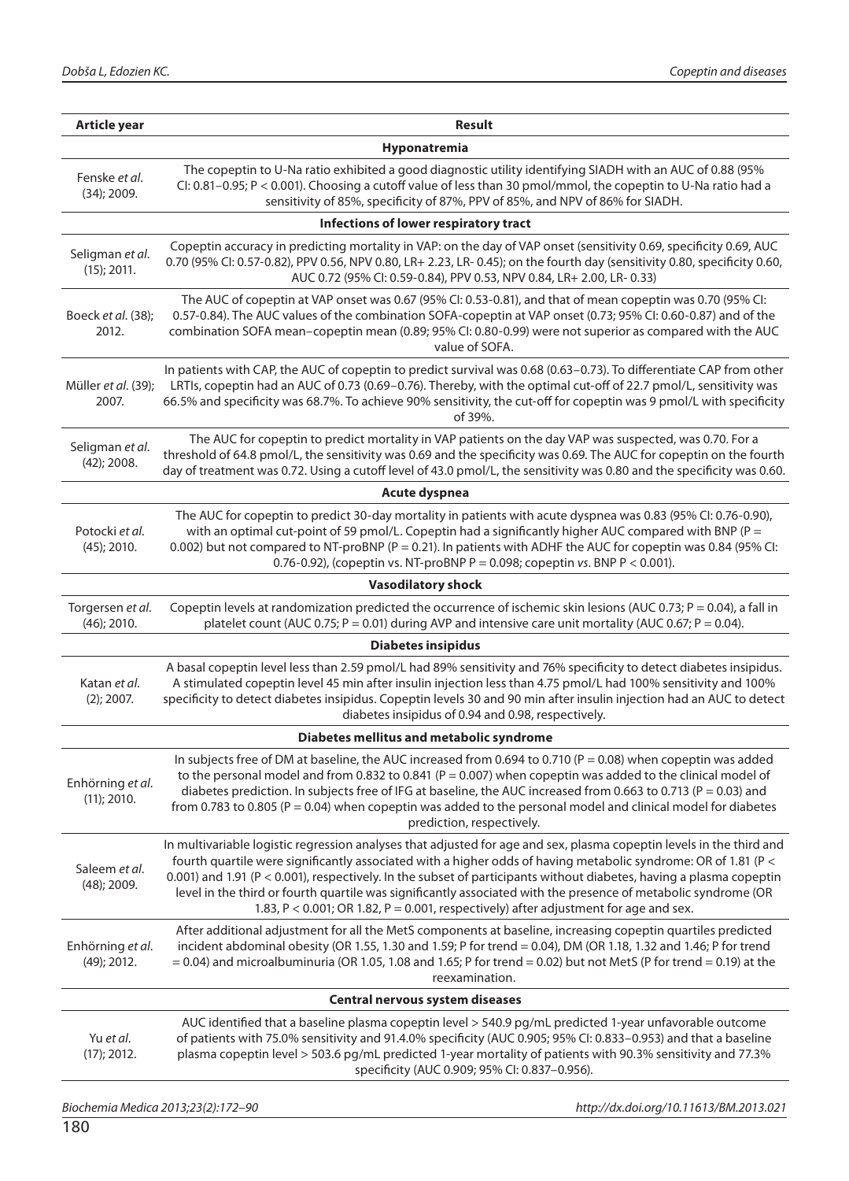| Article year | Result |
|---|---|
| | **Hyponatremia** |
| Fenske *et al*. (34); 2009. | The copeptin to U-Na ratio exhibited a good diagnostic utility identifying SIADH with an AUC of 0.88 (95% CI: 0.81–0.95; P < 0.001). Choosing a cutoff value of less than 30 pmol/mmol, the copeptin to U-Na ratio had a sensitivity of 85%, specificity of 87%, PPV of 85%, and NPV of 86% for SIADH. |
| | **Infections of lower respiratory tract** |
| Seligman *et al*. (15); 2011. | Copeptin accuracy in predicting mortality in VAP: on the day of VAP onset (sensitivity 0.69, specificity 0.69, AUC 0.70 (95% CI: 0.57-0.82), PPV 0.56, NPV 0.80, LR+ 2.23, LR- 0.45); on the fourth day (sensitivity 0.80, specificity 0.60, AUC 0.72 (95% CI: 0.59-0.84), PPV 0.53, NPV 0.84, LR+ 2.00, LR- 0.33) |
| Boeck *et al*. (38); 2012. | The AUC of copeptin at VAP onset was 0.67 (95% CI: 0.53-0.81), and that of mean copeptin was 0.70 (95% CI: 0.57-0.84). The AUC values of the combination SOFA-copeptin at VAP onset (0.73; 95% CI: 0.60-0.87) and of the combination SOFA mean–copeptin mean (0.89; 95% CI: 0.80-0.99) were not superior as compared with the AUC value of SOFA. |
| Müller *et al*. (39); 2007. | In patients with CAP, the AUC of copeptin to predict survival was 0.68 (0.63–0.73). To differentiate CAP from other LRTIs, copeptin had an AUC of 0.73 (0.69–0.76). Thereby, with the optimal cut-off of 22.7 pmol/L, sensitivity was 66.5% and specificity was 68.7%. To achieve 90% sensitivity, the cut-off for copeptin was 9 pmol/L with specificity of 39%. |
| Seligman *et al*. (42); 2008. | The AUC for copeptin to predict mortality in VAP patients on the day VAP was suspected, was 0.70. For a threshold of 64.8 pmol/L, the sensitivity was 0.69 and the specificity was 0.69. The AUC for copeptin on the fourth day of treatment was 0.72. Using a cutoff level of 43.0 pmol/L, the sensitivity was 0.80 and the specificity was 0.60. |
| | **Acute dyspnea** |
| Potocki *et al*. (45); 2010. | The AUC for copeptin to predict 30-day mortality in patients with acute dyspnea was 0.83 (95% CI: 0.76-0.90), with an optimal cut-point of 59 pmol/L. Copeptin had a significantly higher AUC compared with BNP (P = 0.002) but not compared to NT-proBNP (P = 0.21). In patients with ADHF the AUC for copeptin was 0.84 (95% CI: 0.76-0.92), (copeptin vs. NT-proBNP P = 0.098; copeptin *vs*. BNP P < 0.001). |
| | **Vasodilatory shock** |
| Torgersen *et al*. (46); 2010. | Copeptin levels at randomization predicted the occurrence of ischemic skin lesions (AUC 0.73; P = 0.04), a fall in platelet count (AUC 0.75; P = 0.01) during AVP and intensive care unit mortality (AUC 0.67; P = 0.04). |
| | **Diabetes insipidus** |
| Katan *et al*. (2); 2007. | A basal copeptin level less than 2.59 pmol/L had 89% sensitivity and 76% specificity to detect diabetes insipidus. A stimulated copeptin level 45 min after insulin injection less than 4.75 pmol/L had 100% sensitivity and 100% specificity to detect diabetes insipidus. Copeptin levels 30 and 90 min after insulin injection had an AUC to detect diabetes insipidus of 0.94 and 0.98, respectively. |
| | **Diabetes mellitus and metabolic syndrome** |
| Enhörning *et al*. (11); 2010. | In subjects free of DM at baseline, the AUC increased from 0.694 to 0.710 (P = 0.08) when copeptin was added to the personal model and from 0.832 to 0.841 (P = 0.007) when copeptin was added to the clinical model of diabetes prediction. In subjects free of IFG at baseline, the AUC increased from 0.663 to 0.713 (P = 0.03) and from 0.783 to 0.805 (P = 0.04) when copeptin was added to the personal model and clinical model for diabetes prediction, respectively. |
| Saleem *et al*. (48); 2009. | In multivariable logistic regression analyses that adjusted for age and sex, plasma copeptin levels in the third and fourth quartile were significantly associated with a higher odds of having metabolic syndrome: OR of 1.81 (P < 0.001) and 1.91 (P < 0.001), respectively. In the subset of participants without diabetes, having a plasma copeptin level in the third or fourth quartile was significantly associated with the presence of metabolic syndrome (OR 1.83, P < 0.001; OR 1.82, P = 0.001, respectively) after adjustment for age and sex. |
| Enhörning *et al*. (49); 2012. | After additional adjustment for all the MetS components at baseline, increasing copeptin quartiles predicted incident abdominal obesity (OR 1.55, 1.30 and 1.59; P for trend = 0.04), DM (OR 1.18, 1.32 and 1.46; P for trend = 0.04) and microalbuminuria (OR 1.05, 1.08 and 1.65; P for trend = 0.02) but not MetS (P for trend = 0.19) at the reexamination. |
| | **Central nervous system diseases** |
| Yu *et al*. (17); 2012. | AUC identified that a baseline plasma copeptin level > 540.9 pg/mL predicted 1-year unfavorable outcome of patients with 75.0% sensitivity and 91.4.0% specificity (AUC 0.905; 95% CI: 0.833–0.953) and that a baseline plasma copeptin level > 503.6 pg/mL predicted 1-year mortality of patients with 90.3% sensitivity and 77.3% specificity (AUC 0.909; 95% CI: 0.837–0.956). |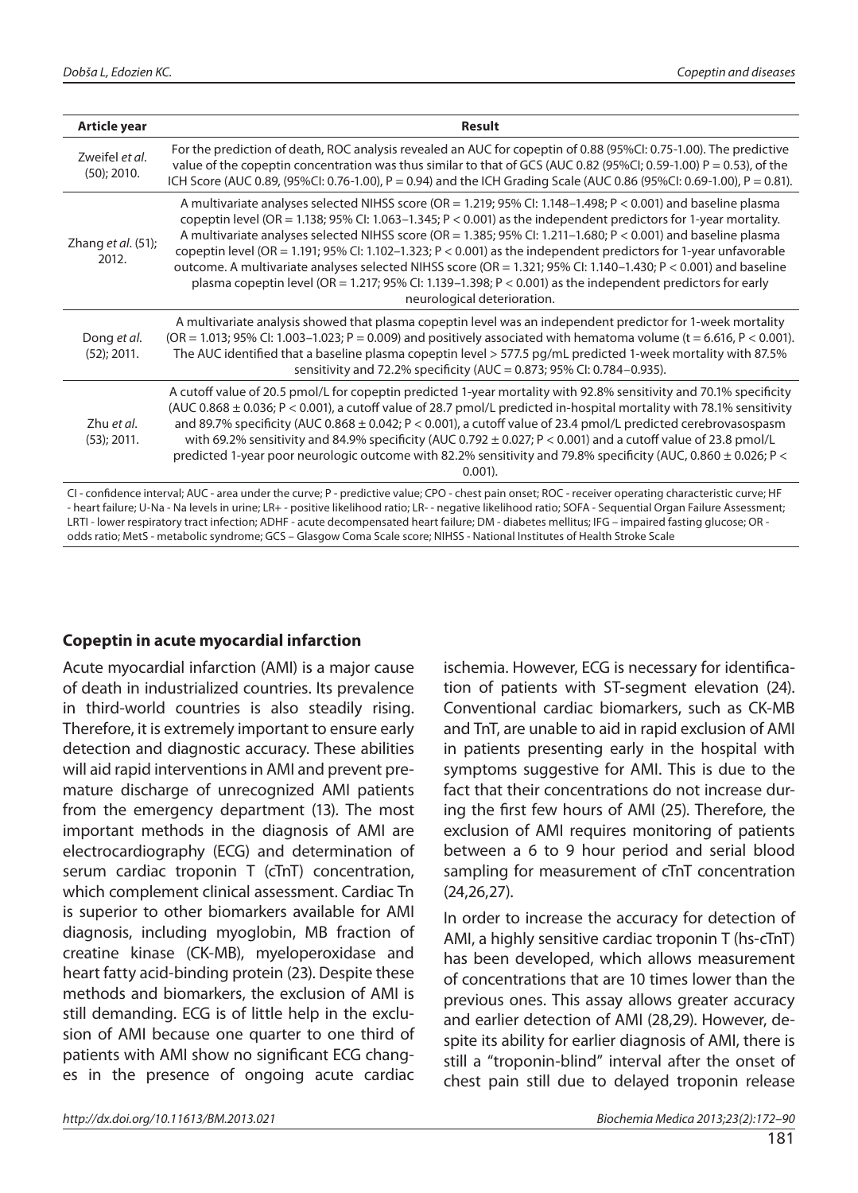| Article year | Result |
|---|---|
| Zweifel *et al.* (50); 2010. | For the prediction of death, ROC analysis revealed an AUC for copeptin of 0.88 (95%CI: 0.75-1.00). The predictive value of the copeptin concentration was thus similar to that of GCS (AUC 0.82 (95%CI; 0.59-1.00) P = 0.53), of the ICH Score (AUC 0.89, (95%CI: 0.76-1.00), P = 0.94) and the ICH Grading Scale (AUC 0.86 (95%CI: 0.69-1.00), P = 0.81). |
| Zhang *et al.* (51); 2012. | A multivariate analyses selected NIHSS score (OR = 1.219; 95% CI: 1.148–1.498; P < 0.001) and baseline plasma copeptin level (OR = 1.138; 95% CI: 1.063–1.345; P < 0.001) as the independent predictors for 1-year mortality. A multivariate analyses selected NIHSS score (OR = 1.385; 95% CI: 1.211–1.680; P < 0.001) and baseline plasma copeptin level (OR = 1.191; 95% CI: 1.102–1.323; P < 0.001) as the independent predictors for 1-year unfavorable outcome. A multivariate analyses selected NIHSS score (OR = 1.321; 95% CI: 1.140–1.430; P < 0.001) and baseline plasma copeptin level (OR = 1.217; 95% CI: 1.139–1.398; P < 0.001) as the independent predictors for early neurological deterioration. |
| Dong *et al.* (52); 2011. | A multivariate analysis showed that plasma copeptin level was an independent predictor for 1-week mortality (OR = 1.013; 95% CI: 1.003–1.023; P = 0.009) and positively associated with hematoma volume (t = 6.616, P < 0.001). The AUC identified that a baseline plasma copeptin level > 577.5 pg/mL predicted 1-week mortality with 87.5% sensitivity and 72.2% specificity (AUC = 0.873; 95% CI: 0.784–0.935). |
| Zhu *et al.* (53); 2011. | A cutoff value of 20.5 pmol/L for copeptin predicted 1-year mortality with 92.8% sensitivity and 70.1% specificity (AUC 0.868 ± 0.036; P < 0.001), a cutoff value of 28.7 pmol/L predicted in-hospital mortality with 78.1% sensitivity and 89.7% specificity (AUC 0.868 ± 0.042; P < 0.001), a cutoff value of 23.4 pmol/L predicted cerebrovasospasm with 69.2% sensitivity and 84.9% specificity (AUC 0.792 ± 0.027; P < 0.001) and a cutoff value of 23.8 pmol/L predicted 1-year poor neurologic outcome with 82.2% sensitivity and 79.8% specificity (AUC, 0.860 ± 0.026; P < 0.001). |

CI - confidence interval; AUC - area under the curve; P - predictive value; CPO - chest pain onset; ROC - receiver operating characteristic curve; HF - heart failure; U-Na - Na levels in urine; LR+ - positive likelihood ratio; LR- - negative likelihood ratio; SOFA - Sequential Organ Failure Assessment; LRTI - lower respiratory tract infection; ADHF - acute decompensated heart failure; DM - diabetes mellitus; IFG – impaired fasting glucose; OR - odds ratio; MetS - metabolic syndrome; GCS – Glasgow Coma Scale score; NIHSS - National Institutes of Health Stroke Scale

### Copeptin in acute myocardial infarction

Acute myocardial infarction (AMI) is a major cause of death in industrialized countries. Its prevalence in third-world countries is also steadily rising. Therefore, it is extremely important to ensure early detection and diagnostic accuracy. These abilities will aid rapid interventions in AMI and prevent premature discharge of unrecognized AMI patients from the emergency department (13). The most important methods in the diagnosis of AMI are electrocardiography (ECG) and determination of serum cardiac troponin T (cTnT) concentration, which complement clinical assessment. Cardiac Tn is superior to other biomarkers available for AMI diagnosis, including myoglobin, MB fraction of creatine kinase (CK-MB), myeloperoxidase and heart fatty acid-binding protein (23). Despite these methods and biomarkers, the exclusion of AMI is still demanding. ECG is of little help in the exclusion of AMI because one quarter to one third of patients with AMI show no significant ECG changes in the presence of ongoing acute cardiac ischemia. However, ECG is necessary for identification of patients with ST-segment elevation (24). Conventional cardiac biomarkers, such as CK-MB and TnT, are unable to aid in rapid exclusion of AMI in patients presenting early in the hospital with symptoms suggestive for AMI. This is due to the fact that their concentrations do not increase during the first few hours of AMI (25). Therefore, the exclusion of AMI requires monitoring of patients between a 6 to 9 hour period and serial blood sampling for measurement of cTnT concentration (24,26,27).

In order to increase the accuracy for detection of AMI, a highly sensitive cardiac troponin T (hs-cTnT) has been developed, which allows measurement of concentrations that are 10 times lower than the previous ones. This assay allows greater accuracy and earlier detection of AMI (28,29). However, despite its ability for earlier diagnosis of AMI, there is still a "troponin-blind" interval after the onset of chest pain still due to delayed troponin release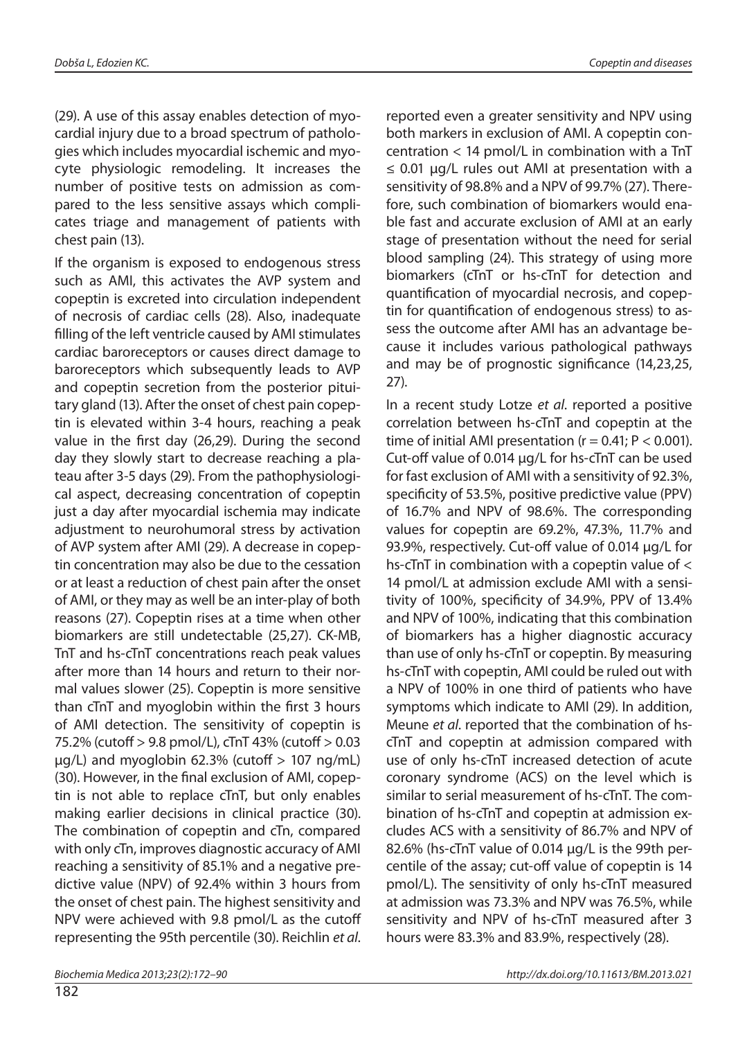(29). A use of this assay enables detection of myocardial injury due to a broad spectrum of pathologies which includes myocardial ischemic and myocyte physiologic remodeling. It increases the number of positive tests on admission as compared to the less sensitive assays which complicates triage and management of patients with chest pain (13).

If the organism is exposed to endogenous stress such as AMI, this activates the AVP system and copeptin is excreted into circulation independent of necrosis of cardiac cells (28). Also, inadequate filling of the left ventricle caused by AMI stimulates cardiac baroreceptors or causes direct damage to baroreceptors which subsequently leads to AVP and copeptin secretion from the posterior pituitary gland (13). After the onset of chest pain copeptin is elevated within 3-4 hours, reaching a peak value in the first day (26,29). During the second day they slowly start to decrease reaching a plateau after 3-5 days (29). From the pathophysiological aspect, decreasing concentration of copeptin just a day after myocardial ischemia may indicate adjustment to neurohumoral stress by activation of AVP system after AMI (29). A decrease in copeptin concentration may also be due to the cessation or at least a reduction of chest pain after the onset of AMI, or they may as well be an inter-play of both reasons (27). Copeptin rises at a time when other biomarkers are still undetectable (25,27). CK-MB, TnT and hs-cTnT concentrations reach peak values after more than 14 hours and return to their normal values slower (25). Copeptin is more sensitive than cTnT and myoglobin within the first 3 hours of AMI detection. The sensitivity of copeptin is 75.2% (cutoff > 9.8 pmol/L), cTnT 43% (cutoff > 0.03 µg/L) and myoglobin 62.3% (cutoff > 107 ng/mL) (30). However, in the final exclusion of AMI, copeptin is not able to replace cTnT, but only enables making earlier decisions in clinical practice (30). The combination of copeptin and cTn, compared with only cTn, improves diagnostic accuracy of AMI reaching a sensitivity of 85.1% and a negative predictive value (NPV) of 92.4% within 3 hours from the onset of chest pain. The highest sensitivity and NPV were achieved with 9.8 pmol/L as the cutoff representing the 95th percentile (30). Reichlin *et al*. reported even a greater sensitivity and NPV using both markers in exclusion of AMI. A copeptin concentration < 14 pmol/L in combination with a TnT ≤ 0.01 µg/L rules out AMI at presentation with a sensitivity of 98.8% and a NPV of 99.7% (27). Therefore, such combination of biomarkers would enable fast and accurate exclusion of AMI at an early stage of presentation without the need for serial blood sampling (24). This strategy of using more biomarkers (cTnT or hs-cTnT for detection and quantification of myocardial necrosis, and copeptin for quantification of endogenous stress) to assess the outcome after AMI has an advantage because it includes various pathological pathways and may be of prognostic significance (14,23,25, 27).

In a recent study Lotze *et al*. reported a positive correlation between hs-cTnT and copeptin at the time of initial AMI presentation ($r = 0.41$; $P < 0.001$). Cut-off value of 0.014 µg/L for hs-cTnT can be used for fast exclusion of AMI with a sensitivity of 92.3%, specificity of 53.5%, positive predictive value (PPV) of 16.7% and NPV of 98.6%. The corresponding values for copeptin are 69.2%, 47.3%, 11.7% and 93.9%, respectively. Cut-off value of 0.014 µg/L for hs-cTnT in combination with a copeptin value of < 14 pmol/L at admission exclude AMI with a sensitivity of 100%, specificity of 34.9%, PPV of 13.4% and NPV of 100%, indicating that this combination of biomarkers has a higher diagnostic accuracy than use of only hs-cTnT or copeptin. By measuring hs-cTnT with copeptin, AMI could be ruled out with a NPV of 100% in one third of patients who have symptoms which indicate to AMI (29). In addition, Meune *et al*. reported that the combination of hs-cTnT and copeptin at admission compared with use of only hs-cTnT increased detection of acute coronary syndrome (ACS) on the level which is similar to serial measurement of hs-cTnT. The combination of hs-cTnT and copeptin at admission excludes ACS with a sensitivity of 86.7% and NPV of 82.6% (hs-cTnT value of 0.014 µg/L is the 99th percentile of the assay; cut-off value of copeptin is 14 pmol/L). The sensitivity of only hs-cTnT measured at admission was 73.3% and NPV was 76.5%, while sensitivity and NPV of hs-cTnT measured after 3 hours were 83.3% and 83.9%, respectively (28).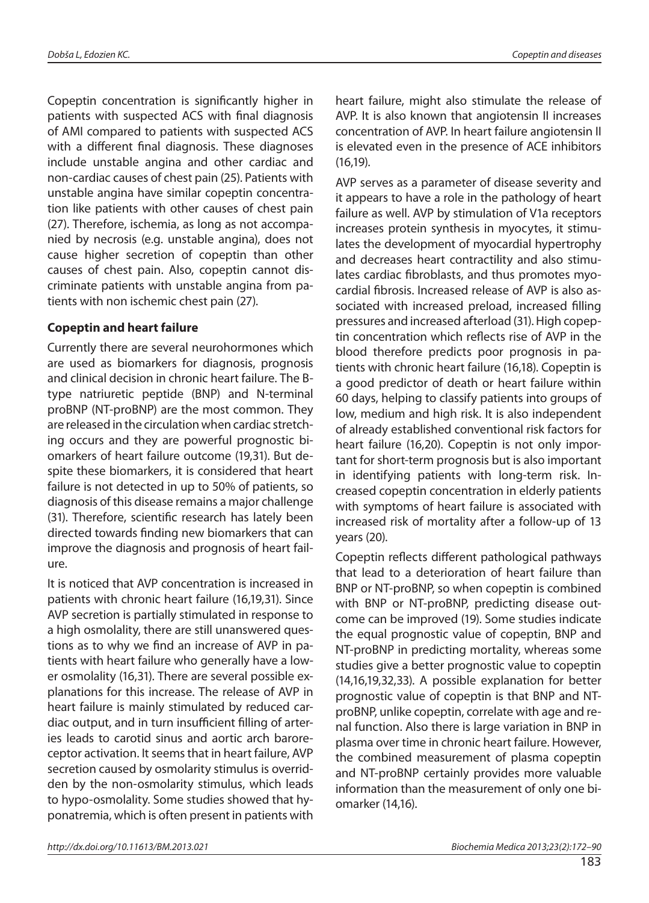Copeptin concentration is significantly higher in patients with suspected ACS with final diagnosis of AMI compared to patients with suspected ACS with a different final diagnosis. These diagnoses include unstable angina and other cardiac and non-cardiac causes of chest pain (25). Patients with unstable angina have similar copeptin concentration like patients with other causes of chest pain (27). Therefore, ischemia, as long as not accompanied by necrosis (e.g. unstable angina), does not cause higher secretion of copeptin than other causes of chest pain. Also, copeptin cannot discriminate patients with unstable angina from patients with non ischemic chest pain (27).

### Copeptin and heart failure

Currently there are several neurohormones which are used as biomarkers for diagnosis, prognosis and clinical decision in chronic heart failure. The B-type natriuretic peptide (BNP) and N-terminal proBNP (NT-proBNP) are the most common. They are released in the circulation when cardiac stretching occurs and they are powerful prognostic biomarkers of heart failure outcome (19,31). But despite these biomarkers, it is considered that heart failure is not detected in up to 50% of patients, so diagnosis of this disease remains a major challenge (31). Therefore, scientific research has lately been directed towards finding new biomarkers that can improve the diagnosis and prognosis of heart failure.

It is noticed that AVP concentration is increased in patients with chronic heart failure (16,19,31). Since AVP secretion is partially stimulated in response to a high osmolality, there are still unanswered questions as to why we find an increase of AVP in patients with heart failure who generally have a lower osmolality (16,31). There are several possible explanations for this increase. The release of AVP in heart failure is mainly stimulated by reduced cardiac output, and in turn insufficient filling of arteries leads to carotid sinus and aortic arch baroreceptor activation. It seems that in heart failure, AVP secretion caused by osmolarity stimulus is overridden by the non-osmolarity stimulus, which leads to hypo-osmolality. Some studies showed that hyponatremia, which is often present in patients with heart failure, might also stimulate the release of AVP. It is also known that angiotensin II increases concentration of AVP. In heart failure angiotensin II is elevated even in the presence of ACE inhibitors (16,19).

AVP serves as a parameter of disease severity and it appears to have a role in the pathology of heart failure as well. AVP by stimulation of V1a receptors increases protein synthesis in myocytes, it stimulates the development of myocardial hypertrophy and decreases heart contractility and also stimulates cardiac fibroblasts, and thus promotes myocardial fibrosis. Increased release of AVP is also associated with increased preload, increased filling pressures and increased afterload (31). High copeptin concentration which reflects rise of AVP in the blood therefore predicts poor prognosis in patients with chronic heart failure (16,18). Copeptin is a good predictor of death or heart failure within 60 days, helping to classify patients into groups of low, medium and high risk. It is also independent of already established conventional risk factors for heart failure (16,20). Copeptin is not only important for short-term prognosis but is also important in identifying patients with long-term risk. Increased copeptin concentration in elderly patients with symptoms of heart failure is associated with increased risk of mortality after a follow-up of 13 years (20).

Copeptin reflects different pathological pathways that lead to a deterioration of heart failure than BNP or NT-proBNP, so when copeptin is combined with BNP or NT-proBNP, predicting disease outcome can be improved (19). Some studies indicate the equal prognostic value of copeptin, BNP and NT-proBNP in predicting mortality, whereas some studies give a better prognostic value to copeptin (14,16,19,32,33). A possible explanation for better prognostic value of copeptin is that BNP and NT-proBNP, unlike copeptin, correlate with age and renal function. Also there is large variation in BNP in plasma over time in chronic heart failure. However, the combined measurement of plasma copeptin and NT-proBNP certainly provides more valuable information than the measurement of only one biomarker (14,16).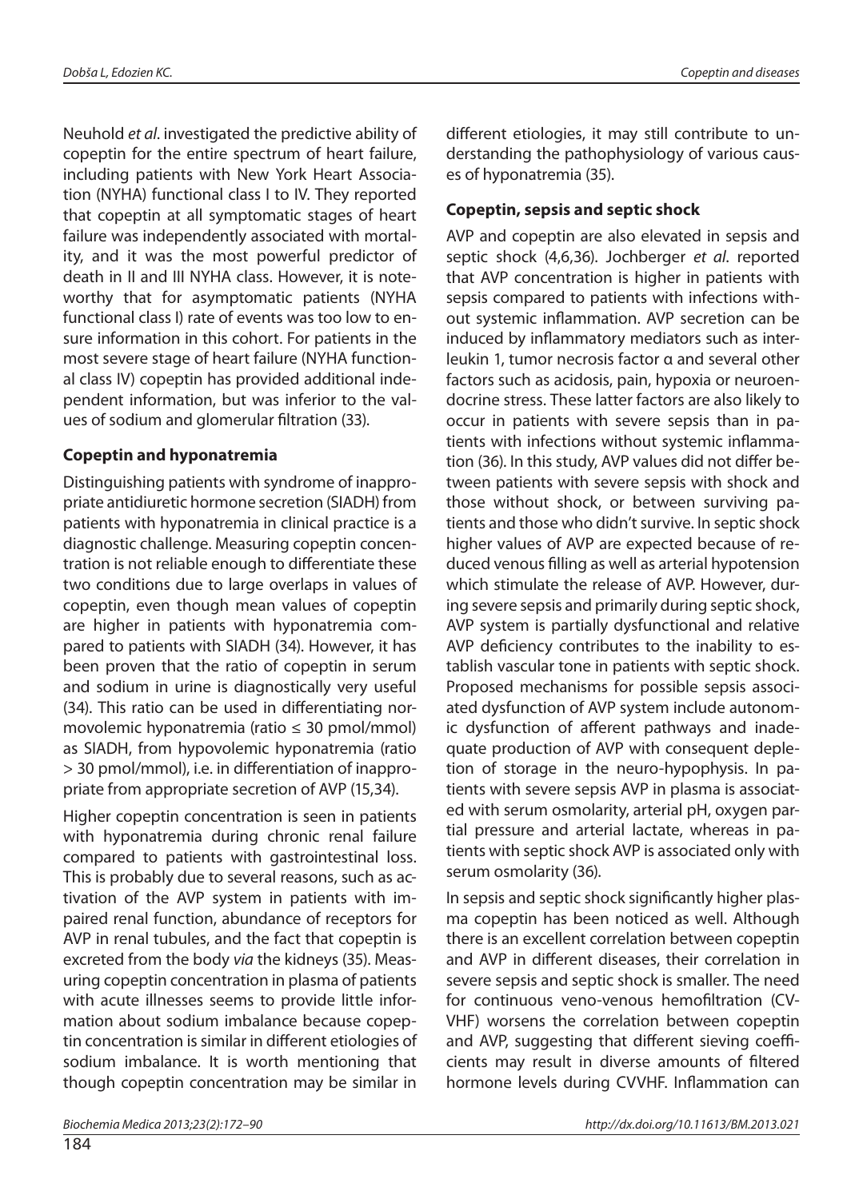Neuhold *et al.* investigated the predictive ability of copeptin for the entire spectrum of heart failure, including patients with New York Heart Association (NYHA) functional class I to IV. They reported that copeptin at all symptomatic stages of heart failure was independently associated with mortality, and it was the most powerful predictor of death in II and III NYHA class. However, it is noteworthy that for asymptomatic patients (NYHA functional class I) rate of events was too low to ensure information in this cohort. For patients in the most severe stage of heart failure (NYHA functional class IV) copeptin has provided additional independent information, but was inferior to the values of sodium and glomerular filtration (33).

### Copeptin and hyponatremia

Distinguishing patients with syndrome of inappropriate antidiuretic hormone secretion (SIADH) from patients with hyponatremia in clinical practice is a diagnostic challenge. Measuring copeptin concentration is not reliable enough to differentiate these two conditions due to large overlaps in values of copeptin, even though mean values of copeptin are higher in patients with hyponatremia compared to patients with SIADH (34). However, it has been proven that the ratio of copeptin in serum and sodium in urine is diagnostically very useful (34). This ratio can be used in differentiating normovolemic hyponatremia (ratio ≤ 30 pmol/mmol) as SIADH, from hypovolemic hyponatremia (ratio > 30 pmol/mmol), i.e. in differentiation of inappropriate from appropriate secretion of AVP (15,34).

Higher copeptin concentration is seen in patients with hyponatremia during chronic renal failure compared to patients with gastrointestinal loss. This is probably due to several reasons, such as activation of the AVP system in patients with impaired renal function, abundance of receptors for AVP in renal tubules, and the fact that copeptin is excreted from the body *via* the kidneys (35). Measuring copeptin concentration in plasma of patients with acute illnesses seems to provide little information about sodium imbalance because copeptin concentration is similar in different etiologies of sodium imbalance. It is worth mentioning that though copeptin concentration may be similar in different etiologies, it may still contribute to understanding the pathophysiology of various causes of hyponatremia (35).

### Copeptin, sepsis and septic shock

AVP and copeptin are also elevated in sepsis and septic shock (4,6,36). Jochberger *et al.* reported that AVP concentration is higher in patients with sepsis compared to patients with infections without systemic inflammation. AVP secretion can be induced by inflammatory mediators such as interleukin 1, tumor necrosis factor α and several other factors such as acidosis, pain, hypoxia or neuroendocrine stress. These latter factors are also likely to occur in patients with severe sepsis than in patients with infections without systemic inflammation (36). In this study, AVP values did not differ between patients with severe sepsis with shock and those without shock, or between surviving patients and those who didn't survive. In septic shock higher values of AVP are expected because of reduced venous filling as well as arterial hypotension which stimulate the release of AVP. However, during severe sepsis and primarily during septic shock, AVP system is partially dysfunctional and relative AVP deficiency contributes to the inability to establish vascular tone in patients with septic shock. Proposed mechanisms for possible sepsis associated dysfunction of AVP system include autonomic dysfunction of afferent pathways and inadequate production of AVP with consequent depletion of storage in the neuro-hypophysis. In patients with severe sepsis AVP in plasma is associated with serum osmolarity, arterial pH, oxygen partial pressure and arterial lactate, whereas in patients with septic shock AVP is associated only with serum osmolarity (36).

In sepsis and septic shock significantly higher plasma copeptin has been noticed as well. Although there is an excellent correlation between copeptin and AVP in different diseases, their correlation in severe sepsis and septic shock is smaller. The need for continuous veno-venous hemofiltration (CVVHF) worsens the correlation between copeptin and AVP, suggesting that different sieving coefficients may result in diverse amounts of filtered hormone levels during CVVHF. Inflammation can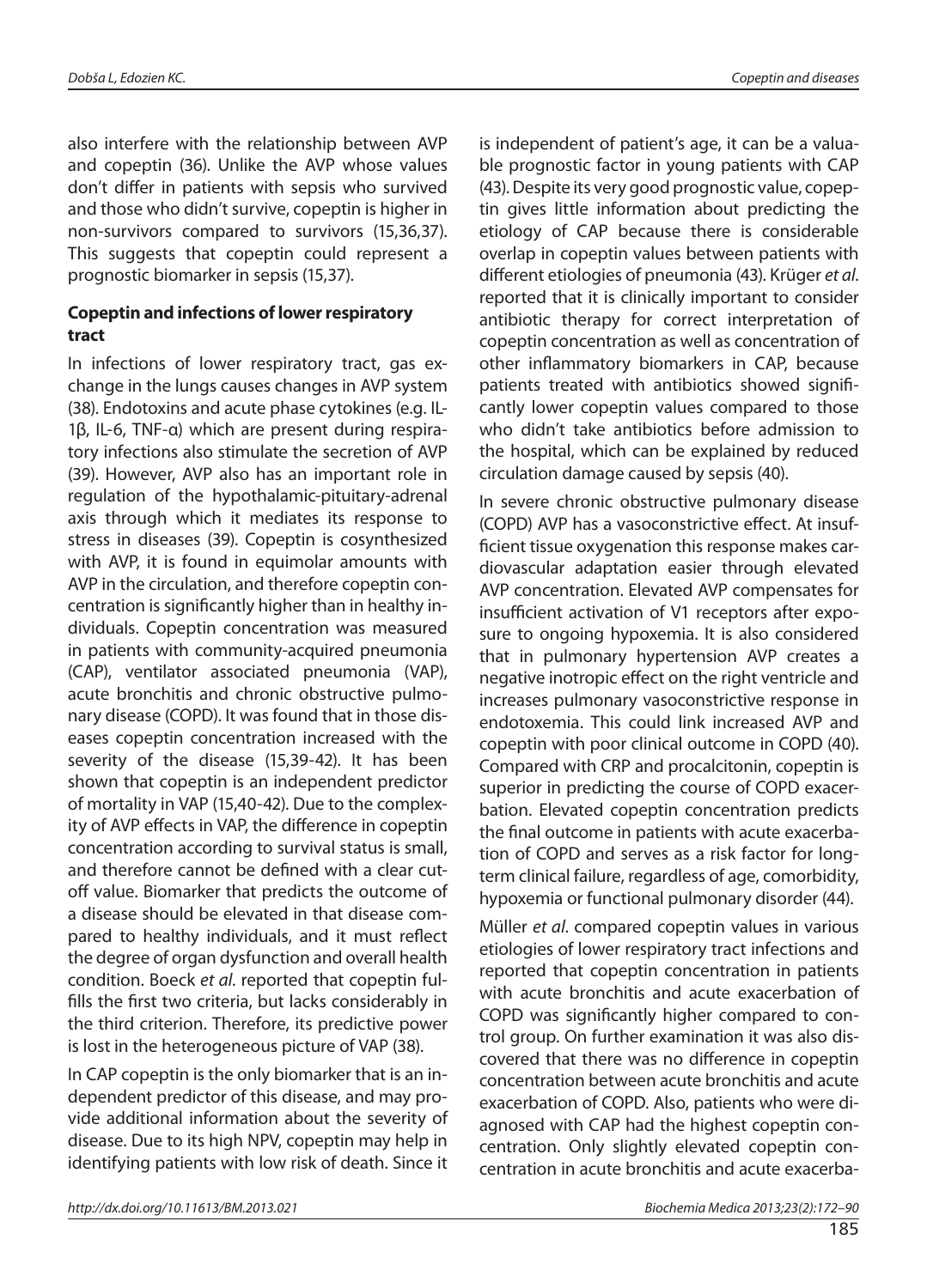also interfere with the relationship between AVP and copeptin (36). Unlike the AVP whose values don't differ in patients with sepsis who survived and those who didn't survive, copeptin is higher in non-survivors compared to survivors (15,36,37). This suggests that copeptin could represent a prognostic biomarker in sepsis (15,37).

### Copeptin and infections of lower respiratory tract

In infections of lower respiratory tract, gas exchange in the lungs causes changes in AVP system (38). Endotoxins and acute phase cytokines (e.g. IL-1β, IL-6, TNF-α) which are present during respiratory infections also stimulate the secretion of AVP (39). However, AVP also has an important role in regulation of the hypothalamic-pituitary-adrenal axis through which it mediates its response to stress in diseases (39). Copeptin is cosynthesized with AVP, it is found in equimolar amounts with AVP in the circulation, and therefore copeptin concentration is significantly higher than in healthy individuals. Copeptin concentration was measured in patients with community-acquired pneumonia (CAP), ventilator associated pneumonia (VAP), acute bronchitis and chronic obstructive pulmonary disease (COPD). It was found that in those diseases copeptin concentration increased with the severity of the disease (15,39-42). It has been shown that copeptin is an independent predictor of mortality in VAP (15,40-42). Due to the complexity of AVP effects in VAP, the difference in copeptin concentration according to survival status is small, and therefore cannot be defined with a clear cut-off value. Biomarker that predicts the outcome of a disease should be elevated in that disease compared to healthy individuals, and it must reflect the degree of organ dysfunction and overall health condition. Boeck *et al*. reported that copeptin fulfills the first two criteria, but lacks considerably in the third criterion. Therefore, its predictive power is lost in the heterogeneous picture of VAP (38).

In CAP copeptin is the only biomarker that is an independent predictor of this disease, and may provide additional information about the severity of disease. Due to its high NPV, copeptin may help in identifying patients with low risk of death. Since it is independent of patient's age, it can be a valuable prognostic factor in young patients with CAP (43). Despite its very good prognostic value, copeptin gives little information about predicting the etiology of CAP because there is considerable overlap in copeptin values between patients with different etiologies of pneumonia (43). Krüger *et al*. reported that it is clinically important to consider antibiotic therapy for correct interpretation of copeptin concentration as well as concentration of other inflammatory biomarkers in CAP, because patients treated with antibiotics showed significantly lower copeptin values compared to those who didn't take antibiotics before admission to the hospital, which can be explained by reduced circulation damage caused by sepsis (40).

In severe chronic obstructive pulmonary disease (COPD) AVP has a vasoconstrictive effect. At insufficient tissue oxygenation this response makes cardiovascular adaptation easier through elevated AVP concentration. Elevated AVP compensates for insufficient activation of V1 receptors after exposure to ongoing hypoxemia. It is also considered that in pulmonary hypertension AVP creates a negative inotropic effect on the right ventricle and increases pulmonary vasoconstrictive response in endotoxemia. This could link increased AVP and copeptin with poor clinical outcome in COPD (40). Compared with CRP and procalcitonin, copeptin is superior in predicting the course of COPD exacerbation. Elevated copeptin concentration predicts the final outcome in patients with acute exacerbation of COPD and serves as a risk factor for long-term clinical failure, regardless of age, comorbidity, hypoxemia or functional pulmonary disorder (44).

Müller *et al*. compared copeptin values in various etiologies of lower respiratory tract infections and reported that copeptin concentration in patients with acute bronchitis and acute exacerbation of COPD was significantly higher compared to control group. On further examination it was also discovered that there was no difference in copeptin concentration between acute bronchitis and acute exacerbation of COPD. Also, patients who were diagnosed with CAP had the highest copeptin concentration. Only slightly elevated copeptin concentration in acute bronchitis and acute exacerba-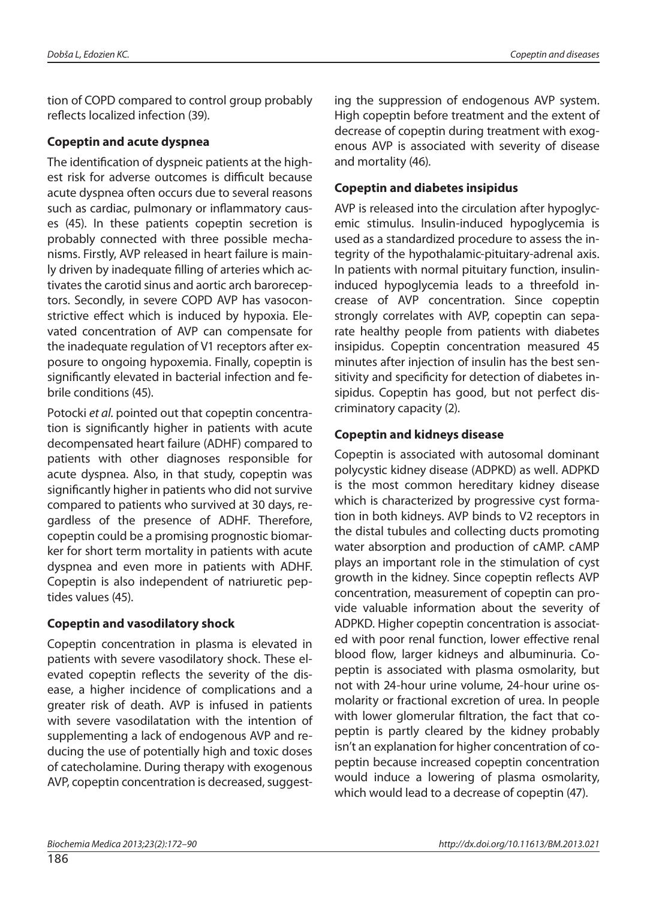tion of COPD compared to control group probably reflects localized infection (39).

### Copeptin and acute dyspnea

The identification of dyspneic patients at the highest risk for adverse outcomes is difficult because acute dyspnea often occurs due to several reasons such as cardiac, pulmonary or inflammatory causes (45). In these patients copeptin secretion is probably connected with three possible mechanisms. Firstly, AVP released in heart failure is mainly driven by inadequate filling of arteries which activates the carotid sinus and aortic arch baroreceptors. Secondly, in severe COPD AVP has vasoconstrictive effect which is induced by hypoxia. Elevated concentration of AVP can compensate for the inadequate regulation of V1 receptors after exposure to ongoing hypoxemia. Finally, copeptin is significantly elevated in bacterial infection and febrile conditions (45).

Potocki *et al*. pointed out that copeptin concentration is significantly higher in patients with acute decompensated heart failure (ADHF) compared to patients with other diagnoses responsible for acute dyspnea. Also, in that study, copeptin was significantly higher in patients who did not survive compared to patients who survived at 30 days, regardless of the presence of ADHF. Therefore, copeptin could be a promising prognostic biomarker for short term mortality in patients with acute dyspnea and even more in patients with ADHF. Copeptin is also independent of natriuretic peptides values (45).

### Copeptin and vasodilatory shock

Copeptin concentration in plasma is elevated in patients with severe vasodilatory shock. These elevated copeptin reflects the severity of the disease, a higher incidence of complications and a greater risk of death. AVP is infused in patients with severe vasodilatation with the intention of supplementing a lack of endogenous AVP and reducing the use of potentially high and toxic doses of catecholamine. During therapy with exogenous AVP, copeptin concentration is decreased, suggesting the suppression of endogenous AVP system. High copeptin before treatment and the extent of decrease of copeptin during treatment with exogenous AVP is associated with severity of disease and mortality (46).

### Copeptin and diabetes insipidus

AVP is released into the circulation after hypoglycemic stimulus. Insulin-induced hypoglycemia is used as a standardized procedure to assess the integrity of the hypothalamic-pituitary-adrenal axis. In patients with normal pituitary function, insulin-induced hypoglycemia leads to a threefold increase of AVP concentration. Since copeptin strongly correlates with AVP, copeptin can separate healthy people from patients with diabetes insipidus. Copeptin concentration measured 45 minutes after injection of insulin has the best sensitivity and specificity for detection of diabetes insipidus. Copeptin has good, but not perfect discriminatory capacity (2).

### Copeptin and kidneys disease

Copeptin is associated with autosomal dominant polycystic kidney disease (ADPKD) as well. ADPKD is the most common hereditary kidney disease which is characterized by progressive cyst formation in both kidneys. AVP binds to V2 receptors in the distal tubules and collecting ducts promoting water absorption and production of cAMP. cAMP plays an important role in the stimulation of cyst growth in the kidney. Since copeptin reflects AVP concentration, measurement of copeptin can provide valuable information about the severity of ADPKD. Higher copeptin concentration is associated with poor renal function, lower effective renal blood flow, larger kidneys and albuminuria. Copeptin is associated with plasma osmolarity, but not with 24-hour urine volume, 24-hour urine osmolarity or fractional excretion of urea. In people with lower glomerular filtration, the fact that copeptin is partly cleared by the kidney probably isn't an explanation for higher concentration of copeptin because increased copeptin concentration would induce a lowering of plasma osmolarity, which would lead to a decrease of copeptin (47).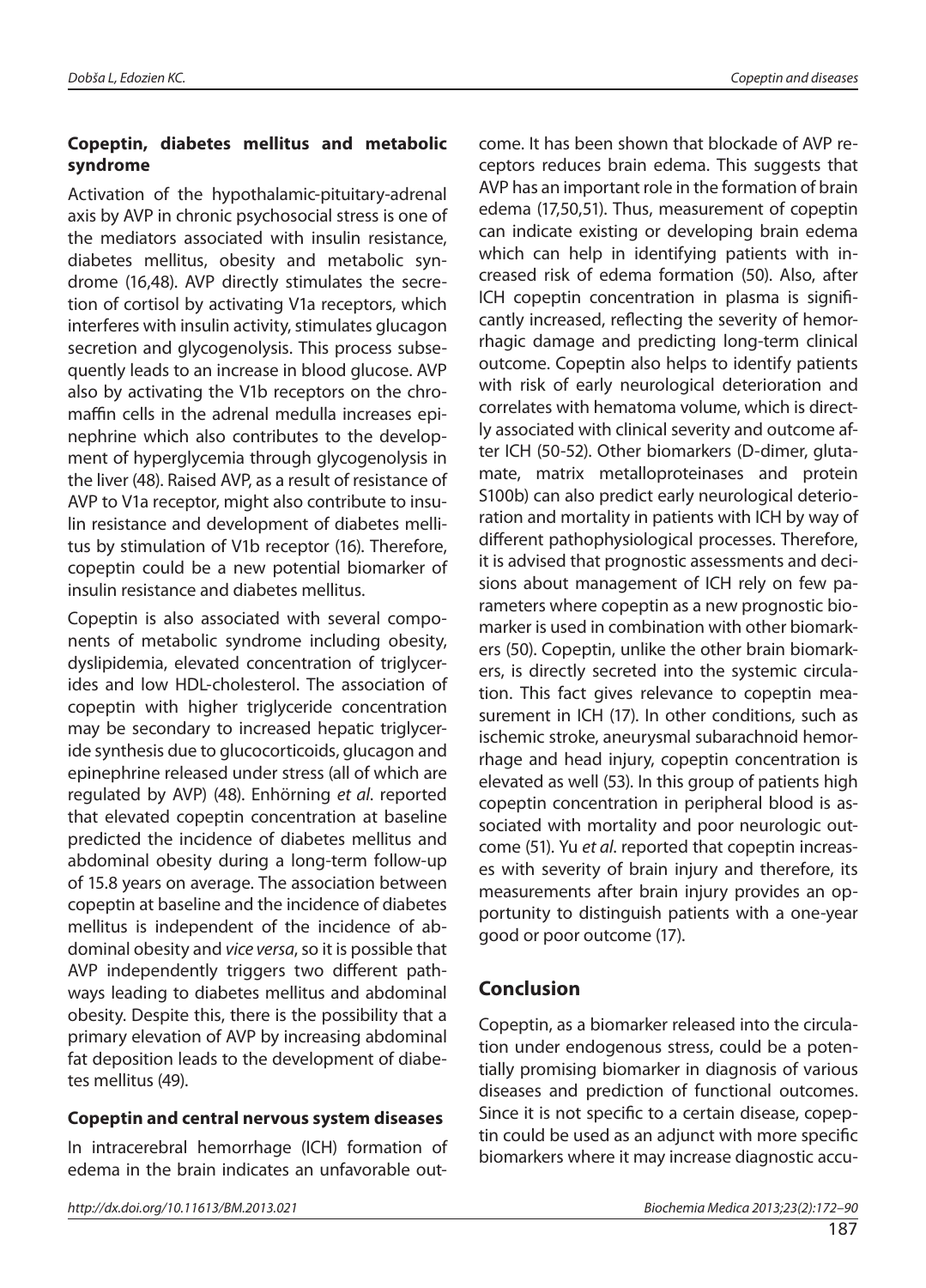### Copeptin, diabetes mellitus and metabolic syndrome

Activation of the hypothalamic-pituitary-adrenal axis by AVP in chronic psychosocial stress is one of the mediators associated with insulin resistance, diabetes mellitus, obesity and metabolic syndrome (16,48). AVP directly stimulates the secretion of cortisol by activating V1a receptors, which interferes with insulin activity, stimulates glucagon secretion and glycogenolysis. This process subsequently leads to an increase in blood glucose. AVP also by activating the V1b receptors on the chromaffin cells in the adrenal medulla increases epinephrine which also contributes to the development of hyperglycemia through glycogenolysis in the liver (48). Raised AVP, as a result of resistance of AVP to V1a receptor, might also contribute to insulin resistance and development of diabetes mellitus by stimulation of V1b receptor (16). Therefore, copeptin could be a new potential biomarker of insulin resistance and diabetes mellitus.

Copeptin is also associated with several components of metabolic syndrome including obesity, dyslipidemia, elevated concentration of triglycerides and low HDL-cholesterol. The association of copeptin with higher triglyceride concentration may be secondary to increased hepatic triglyceride synthesis due to glucocorticoids, glucagon and epinephrine released under stress (all of which are regulated by AVP) (48). Enhörning *et al*. reported that elevated copeptin concentration at baseline predicted the incidence of diabetes mellitus and abdominal obesity during a long-term follow-up of 15.8 years on average. The association between copeptin at baseline and the incidence of diabetes mellitus is independent of the incidence of abdominal obesity and *vice versa*, so it is possible that AVP independently triggers two different pathways leading to diabetes mellitus and abdominal obesity. Despite this, there is the possibility that a primary elevation of AVP by increasing abdominal fat deposition leads to the development of diabetes mellitus (49).

### Copeptin and central nervous system diseases

In intracerebral hemorrhage (ICH) formation of edema in the brain indicates an unfavorable outcome. It has been shown that blockade of AVP receptors reduces brain edema. This suggests that AVP has an important role in the formation of brain edema (17,50,51). Thus, measurement of copeptin can indicate existing or developing brain edema which can help in identifying patients with increased risk of edema formation (50). Also, after ICH copeptin concentration in plasma is significantly increased, reflecting the severity of hemorrhagic damage and predicting long-term clinical outcome. Copeptin also helps to identify patients with risk of early neurological deterioration and correlates with hematoma volume, which is directly associated with clinical severity and outcome after ICH (50-52). Other biomarkers (D-dimer, glutamate, matrix metalloproteinases and protein S100b) can also predict early neurological deterioration and mortality in patients with ICH by way of different pathophysiological processes. Therefore, it is advised that prognostic assessments and decisions about management of ICH rely on few parameters where copeptin as a new prognostic biomarker is used in combination with other biomarkers (50). Copeptin, unlike the other brain biomarkers, is directly secreted into the systemic circulation. This fact gives relevance to copeptin measurement in ICH (17). In other conditions, such as ischemic stroke, aneurysmal subarachnoid hemorrhage and head injury, copeptin concentration is elevated as well (53). In this group of patients high copeptin concentration in peripheral blood is associated with mortality and poor neurologic outcome (51). Yu *et al*. reported that copeptin increases with severity of brain injury and therefore, its measurements after brain injury provides an opportunity to distinguish patients with a one-year good or poor outcome (17).

## Conclusion

Copeptin, as a biomarker released into the circulation under endogenous stress, could be a potentially promising biomarker in diagnosis of various diseases and prediction of functional outcomes. Since it is not specific to a certain disease, copeptin could be used as an adjunct with more specific biomarkers where it may increase diagnostic accu-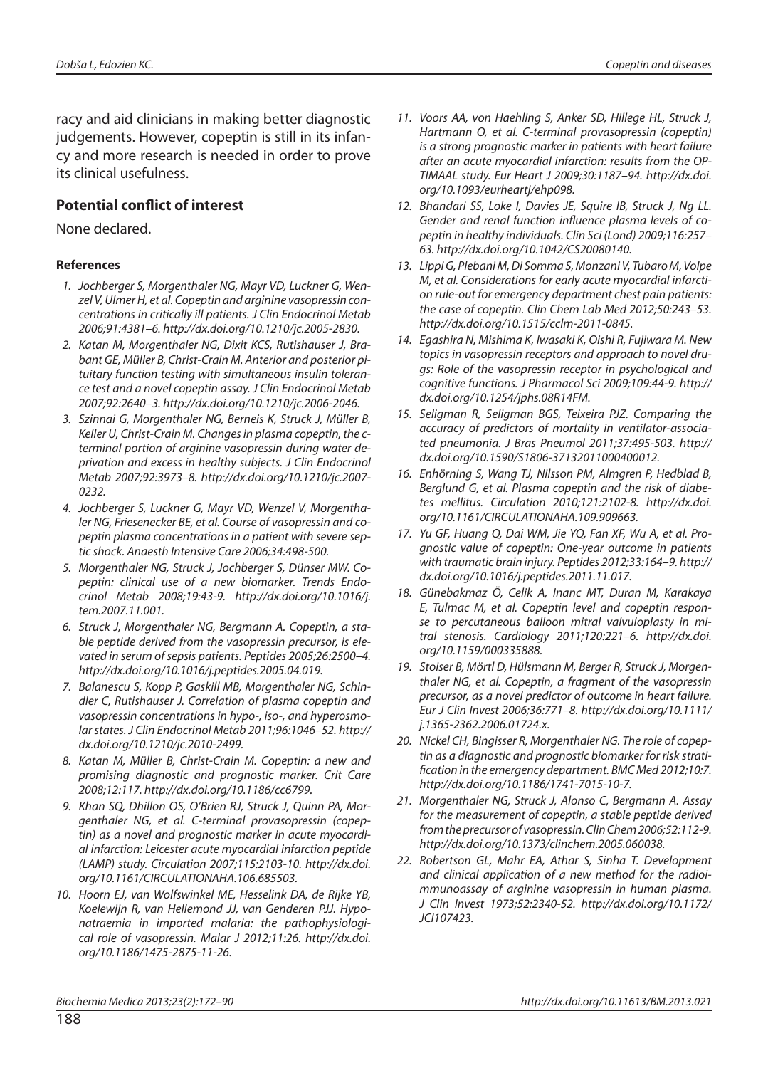racy and aid clinicians in making better diagnostic judgements. However, copeptin is still in its infancy and more research is needed in order to prove its clinical usefulness.

## Potential conflict of interest

None declared.

### References

1. Jochberger S, Morgenthaler NG, Mayr VD, Luckner G, Wenzel V, Ulmer H, et al. Copeptin and arginine vasopressin concentrations in critically ill patients. J Clin Endocrinol Metab 2006;91:4381–6. http://dx.doi.org/10.1210/jc.2005-2830.
2. Katan M, Morgenthaler NG, Dixit KCS, Rutishauser J, Brabant GE, Müller B, Christ-Crain M. Anterior and posterior pituitary function testing with simultaneous insulin tolerance test and a novel copeptin assay. J Clin Endocrinol Metab 2007;92:2640–3. http://dx.doi.org/10.1210/jc.2006-2046.
3. Szinnai G, Morgenthaler NG, Berneis K, Struck J, Müller B, Keller U, Christ-Crain M. Changes in plasma copeptin, the c-terminal portion of arginine vasopressin during water deprivation and excess in healthy subjects. J Clin Endocrinol Metab 2007;92:3973–8. http://dx.doi.org/10.1210/jc.2007-0232.
4. Jochberger S, Luckner G, Mayr VD, Wenzel V, Morgenthaler NG, Friesenecker BE, et al. Course of vasopressin and copeptin plasma concentrations in a patient with severe septic shock. Anaesth Intensive Care 2006;34:498-500.
5. Morgenthaler NG, Struck J, Jochberger S, Dünser MW. Copeptin: clinical use of a new biomarker. Trends Endocrinol Metab 2008;19:43-9. http://dx.doi.org/10.1016/j.tem.2007.11.001.
6. Struck J, Morgenthaler NG, Bergmann A. Copeptin, a stable peptide derived from the vasopressin precursor, is elevated in serum of sepsis patients. Peptides 2005;26:2500–4. http://dx.doi.org/10.1016/j.peptides.2005.04.019.
7. Balanescu S, Kopp P, Gaskill MB, Morgenthaler NG, Schindler C, Rutishauser J. Correlation of plasma copeptin and vasopressin concentrations in hypo-, iso-, and hyperosmolar states. J Clin Endocrinol Metab 2011;96:1046–52. http://dx.doi.org/10.1210/jc.2010-2499.
8. Katan M, Müller B, Christ-Crain M. Copeptin: a new and promising diagnostic and prognostic marker. Crit Care 2008;12:117. http://dx.doi.org/10.1186/cc6799.
9. Khan SQ, Dhillon OS, O'Brien RJ, Struck J, Quinn PA, Morgenthaler NG, et al. C-terminal provasopressin (copeptin) as a novel and prognostic marker in acute myocardial infarction: Leicester acute myocardial infarction peptide (LAMP) study. Circulation 2007;115:2103-10. http://dx.doi.org/10.1161/CIRCULATIONAHA.106.685503.
10. Hoorn EJ, van Wolfswinkel ME, Hesselink DA, de Rijke YB, Koelewijn R, van Hellemond JJ, van Genderen PJJ. Hyponatraemia in imported malaria: the pathophysiological role of vasopressin. Malar J 2012;11:26. http://dx.doi.org/10.1186/1475-2875-11-26.
11. Voors AA, von Haehling S, Anker SD, Hillege HL, Struck J, Hartmann O, et al. C-terminal provasopressin (copeptin) is a strong prognostic marker in patients with heart failure after an acute myocardial infarction: results from the OPTIMAAL study. Eur Heart J 2009;30:1187–94. http://dx.doi.org/10.1093/eurheartj/ehp098.
12. Bhandari SS, Loke I, Davies JE, Squire IB, Struck J, Ng LL. Gender and renal function influence plasma levels of copeptin in healthy individuals. Clin Sci (Lond) 2009;116:257–63. http://dx.doi.org/10.1042/CS20080140.
13. Lippi G, Plebani M, Di Somma S, Monzani V, Tubaro M, Volpe M, et al. Considerations for early acute myocardial infarction rule-out for emergency department chest pain patients: the case of copeptin. Clin Chem Lab Med 2012;50:243–53. http://dx.doi.org/10.1515/cclm-2011-0845.
14. Egashira N, Mishima K, Iwasaki K, Oishi R, Fujiwara M. New topics in vasopressin receptors and approach to novel drugs: Role of the vasopressin receptor in psychological and cognitive functions. J Pharmacol Sci 2009;109:44-9. http://dx.doi.org/10.1254/jphs.08R14FM.
15. Seligman R, Seligman BGS, Teixeira PJZ. Comparing the accuracy of predictors of mortality in ventilator-associated pneumonia. J Bras Pneumol 2011;37:495-503. http://dx.doi.org/10.1590/S1806-37132011000400012.
16. Enhörning S, Wang TJ, Nilsson PM, Almgren P, Hedblad B, Berglund G, et al. Plasma copeptin and the risk of diabetes mellitus. Circulation 2010;121:2102-8. http://dx.doi.org/10.1161/CIRCULATIONAHA.109.909663.
17. Yu GF, Huang Q, Dai WM, Jie YQ, Fan XF, Wu A, et al. Prognostic value of copeptin: One-year outcome in patients with traumatic brain injury. Peptides 2012;33:164–9. http://dx.doi.org/10.1016/j.peptides.2011.11.017.
18. Günebakmaz Ö, Celik A, Inanc MT, Duran M, Karakaya E, Tulmac M, et al. Copeptin level and copeptin response to percutaneous balloon mitral valvuloplasty in mitral stenosis. Cardiology 2011;120:221–6. http://dx.doi.org/10.1159/000335888.
19. Stoiser B, Mörtl D, Hülsmann M, Berger R, Struck J, Morgenthaler NG, et al. Copeptin, a fragment of the vasopressin precursor, as a novel predictor of outcome in heart failure. Eur J Clin Invest 2006;36:771–8. http://dx.doi.org/10.1111/j.1365-2362.2006.01724.x.
20. Nickel CH, Bingisser R, Morgenthaler NG. The role of copeptin as a diagnostic and prognostic biomarker for risk stratification in the emergency department. BMC Med 2012;10:7. http://dx.doi.org/10.1186/1741-7015-10-7.
21. Morgenthaler NG, Struck J, Alonso C, Bergmann A. Assay for the measurement of copeptin, a stable peptide derived from the precursor of vasopressin. Clin Chem 2006;52:112-9. http://dx.doi.org/10.1373/clinchem.2005.060038.
22. Robertson GL, Mahr EA, Athar S, Sinha T. Development and clinical application of a new method for the radioimmunoassay of arginine vasopressin in human plasma. J Clin Invest 1973;52:2340-52. http://dx.doi.org/10.1172/JCI107423.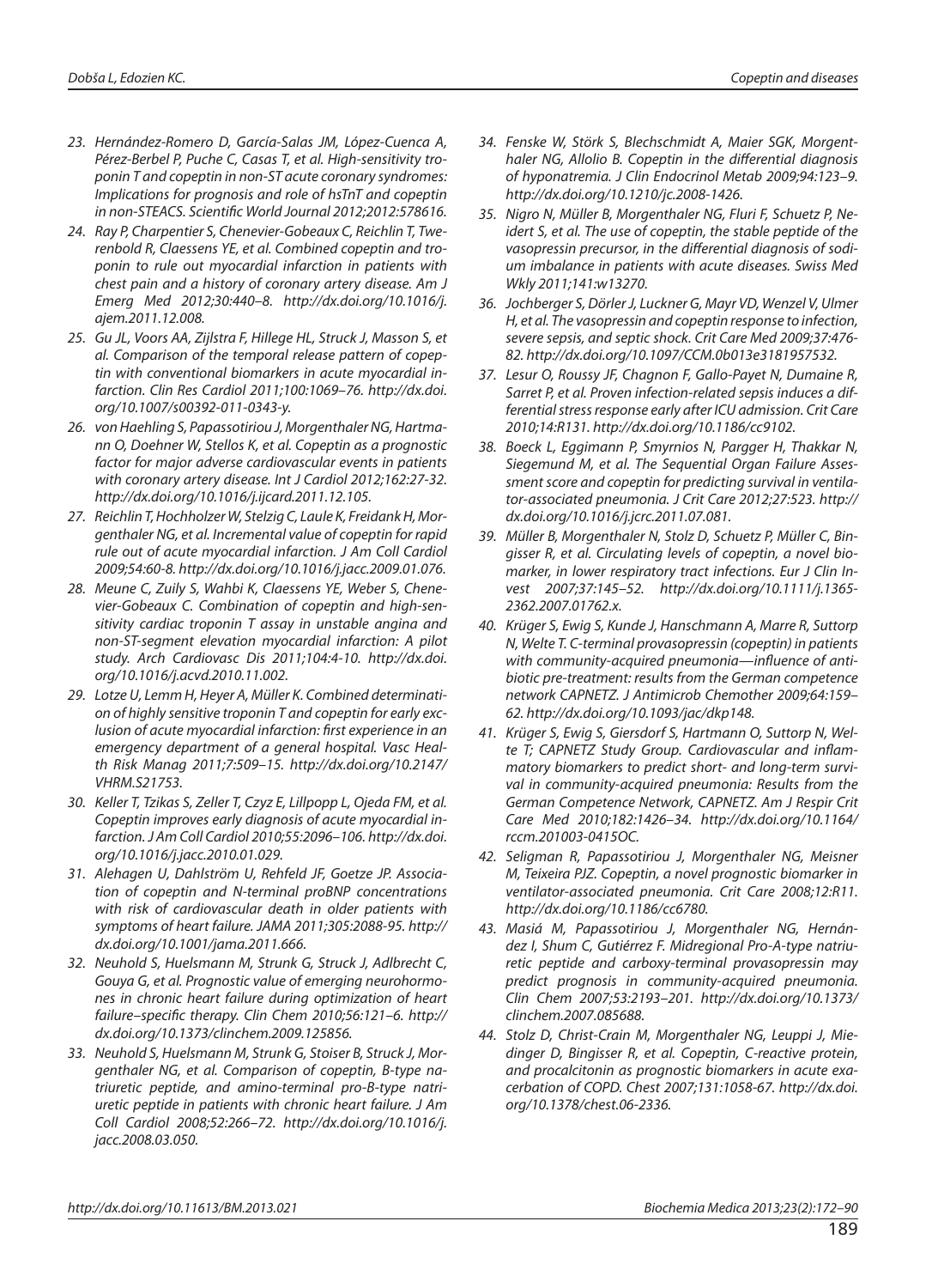23. Hernández-Romero D, García-Salas JM, López-Cuenca A, Pérez-Berbel P, Puche C, Casas T, et al. High-sensitivity troponin T and copeptin in non-ST acute coronary syndromes: Implications for prognosis and role of hsTnT and copeptin in non-STEACS. Scientific World Journal 2012;2012:578616.
24. Ray P, Charpentier S, Chenevier-Gobeaux C, Reichlin T, Twerenbold R, Claessens YE, et al. Combined copeptin and troponin to rule out myocardial infarction in patients with chest pain and a history of coronary artery disease. Am J Emerg Med 2012;30:440–8. http://dx.doi.org/10.1016/j.ajem.2011.12.008.
25. Gu JL, Voors AA, Zijlstra F, Hillege HL, Struck J, Masson S, et al. Comparison of the temporal release pattern of copeptin with conventional biomarkers in acute myocardial infarction. Clin Res Cardiol 2011;100:1069–76. http://dx.doi.org/10.1007/s00392-011-0343-y.
26. von Haehling S, Papassotiriou J, Morgenthaler NG, Hartmann O, Doehner W, Stellos K, et al. Copeptin as a prognostic factor for major adverse cardiovascular events in patients with coronary artery disease. Int J Cardiol 2012;162:27-32. http://dx.doi.org/10.1016/j.ijcard.2011.12.105.
27. Reichlin T, Hochholzer W, Stelzig C, Laule K, Freidank H, Morgenthaler NG, et al. Incremental value of copeptin for rapid rule out of acute myocardial infarction. J Am Coll Cardiol 2009;54:60-8. http://dx.doi.org/10.1016/j.jacc.2009.01.076.
28. Meune C, Zuily S, Wahbi K, Claessens YE, Weber S, Chenevier-Gobeaux C. Combination of copeptin and high-sensitivity cardiac troponin T assay in unstable angina and non-ST-segment elevation myocardial infarction: A pilot study. Arch Cardiovasc Dis 2011;104:4-10. http://dx.doi.org/10.1016/j.acvd.2010.11.002.
29. Lotze U, Lemm H, Heyer A, Müller K. Combined determination of highly sensitive troponin T and copeptin for early exclusion of acute myocardial infarction: first experience in an emergency department of a general hospital. Vasc Health Risk Manag 2011;7:509–15. http://dx.doi.org/10.2147/VHRM.S21753.
30. Keller T, Tzikas S, Zeller T, Czyz E, Lillpopp L, Ojeda FM, et al. Copeptin improves early diagnosis of acute myocardial infarction. J Am Coll Cardiol 2010;55:2096–106. http://dx.doi.org/10.1016/j.jacc.2010.01.029.
31. Alehagen U, Dahlström U, Rehfeld JF, Goetze JP. Association of copeptin and N-terminal proBNP concentrations with risk of cardiovascular death in older patients with symptoms of heart failure. JAMA 2011;305:2088-95. http://dx.doi.org/10.1001/jama.2011.666.
32. Neuhold S, Huelsmann M, Strunk G, Struck J, Adlbrecht C, Gouya G, et al. Prognostic value of emerging neurohormones in chronic heart failure during optimization of heart failure–specific therapy. Clin Chem 2010;56:121–6. http://dx.doi.org/10.1373/clinchem.2009.125856.
33. Neuhold S, Huelsmann M, Strunk G, Stoiser B, Struck J, Morgenthaler NG, et al. Comparison of copeptin, B-type natriuretic peptide, and amino-terminal pro-B-type natriuretic peptide in patients with chronic heart failure. J Am Coll Cardiol 2008;52:266–72. http://dx.doi.org/10.1016/j.jacc.2008.03.050.
34. Fenske W, Störk S, Blechschmidt A, Maier SGK, Morgenthaler NG, Allolio B. Copeptin in the differential diagnosis of hyponatremia. J Clin Endocrinol Metab 2009;94:123–9. http://dx.doi.org/10.1210/jc.2008-1426.
35. Nigro N, Müller B, Morgenthaler NG, Fluri F, Schuetz P, Neidert S, et al. The use of copeptin, the stable peptide of the vasopressin precursor, in the differential diagnosis of sodium imbalance in patients with acute diseases. Swiss Med Wkly 2011;141:w13270.
36. Jochberger S, Dörler J, Luckner G, Mayr VD, Wenzel V, Ulmer H, et al. The vasopressin and copeptin response to infection, severe sepsis, and septic shock. Crit Care Med 2009;37:476-82. http://dx.doi.org/10.1097/CCM.0b013e3181957532.
37. Lesur O, Roussy JF, Chagnon F, Gallo-Payet N, Dumaine R, Sarret P, et al. Proven infection-related sepsis induces a differential stress response early after ICU admission. Crit Care 2010;14:R131. http://dx.doi.org/10.1186/cc9102.
38. Boeck L, Eggimann P, Smyrnios N, Pargger H, Thakkar N, Siegemund M, et al. The Sequential Organ Failure Assessment score and copeptin for predicting survival in ventilator-associated pneumonia. J Crit Care 2012;27:523. http://dx.doi.org/10.1016/j.jcrc.2011.07.081.
39. Müller B, Morgenthaler N, Stolz D, Schuetz P, Müller C, Bingisser R, et al. Circulating levels of copeptin, a novel biomarker, in lower respiratory tract infections. Eur J Clin Invest 2007;37:145–52. http://dx.doi.org/10.1111/j.1365-2362.2007.01762.x.
40. Krüger S, Ewig S, Kunde J, Hanschmann A, Marre R, Suttorp N, Welte T. C-terminal provasopressin (copeptin) in patients with community-acquired pneumonia—influence of antibiotic pre-treatment: results from the German competence network CAPNETZ. J Antimicrob Chemother 2009;64:159–62. http://dx.doi.org/10.1093/jac/dkp148.
41. Krüger S, Ewig S, Giersdorf S, Hartmann O, Suttorp N, Welte T; CAPNETZ Study Group. Cardiovascular and inflammatory biomarkers to predict short- and long-term survival in community-acquired pneumonia: Results from the German Competence Network, CAPNETZ. Am J Respir Crit Care Med 2010;182:1426–34. http://dx.doi.org/10.1164/rccm.201003-0415OC.
42. Seligman R, Papassotiriou J, Morgenthaler NG, Meisner M, Teixeira PJZ. Copeptin, a novel prognostic biomarker in ventilator-associated pneumonia. Crit Care 2008;12:R11. http://dx.doi.org/10.1186/cc6780.
43. Masiá M, Papassotiriou J, Morgenthaler NG, Hernández I, Shum C, Gutiérrez F. Midregional Pro-A-type natriuretic peptide and carboxy-terminal provasopressin may predict prognosis in community-acquired pneumonia. Clin Chem 2007;53:2193–201. http://dx.doi.org/10.1373/clinchem.2007.085688.
44. Stolz D, Christ-Crain M, Morgenthaler NG, Leuppi J, Miedinger D, Bingisser R, et al. Copeptin, C-reactive protein, and procalcitonin as prognostic biomarkers in acute exacerbation of COPD. Chest 2007;131:1058-67. http://dx.doi.org/10.1378/chest.06-2336.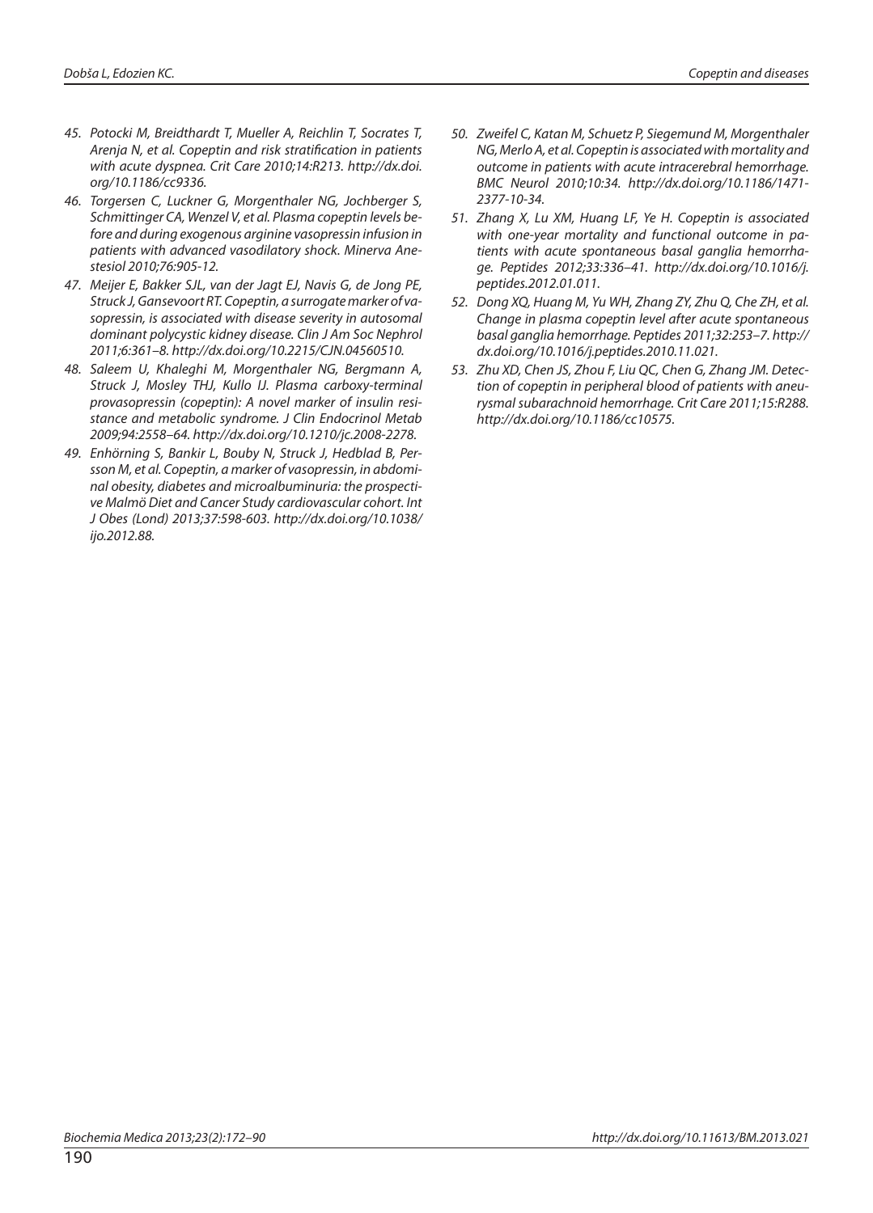45. Potocki M, Breidthardt T, Mueller A, Reichlin T, Socrates T, Arenja N, et al. Copeptin and risk stratification in patients with acute dyspnea. Crit Care 2010;14:R213. http://dx.doi.org/10.1186/cc9336.
46. Torgersen C, Luckner G, Morgenthaler NG, Jochberger S, Schmittinger CA, Wenzel V, et al. Plasma copeptin levels before and during exogenous arginine vasopressin infusion in patients with advanced vasodilatory shock. Minerva Anestesiol 2010;76:905-12.
47. Meijer E, Bakker SJL, van der Jagt EJ, Navis G, de Jong PE, Struck J, Gansevoort RT. Copeptin, a surrogate marker of vasopressin, is associated with disease severity in autosomal dominant polycystic kidney disease. Clin J Am Soc Nephrol 2011;6:361–8. http://dx.doi.org/10.2215/CJN.04560510.
48. Saleem U, Khaleghi M, Morgenthaler NG, Bergmann A, Struck J, Mosley THJ, Kullo IJ. Plasma carboxy-terminal provasopressin (copeptin): A novel marker of insulin resistance and metabolic syndrome. J Clin Endocrinol Metab 2009;94:2558–64. http://dx.doi.org/10.1210/jc.2008-2278.
49. Enhörning S, Bankir L, Bouby N, Struck J, Hedblad B, Persson M, et al. Copeptin, a marker of vasopressin, in abdominal obesity, diabetes and microalbuminuria: the prospective Malmö Diet and Cancer Study cardiovascular cohort. Int J Obes (Lond) 2013;37:598-603. http://dx.doi.org/10.1038/ijo.2012.88.
50. Zweifel C, Katan M, Schuetz P, Siegemund M, Morgenthaler NG, Merlo A, et al. Copeptin is associated with mortality and outcome in patients with acute intracerebral hemorrhage. BMC Neurol 2010;10:34. http://dx.doi.org/10.1186/1471-2377-10-34.
51. Zhang X, Lu XM, Huang LF, Ye H. Copeptin is associated with one-year mortality and functional outcome in patients with acute spontaneous basal ganglia hemorrhage. Peptides 2012;33:336–41. http://dx.doi.org/10.1016/j.peptides.2012.01.011.
52. Dong XQ, Huang M, Yu WH, Zhang ZY, Zhu Q, Che ZH, et al. Change in plasma copeptin level after acute spontaneous basal ganglia hemorrhage. Peptides 2011;32:253–7. http://dx.doi.org/10.1016/j.peptides.2010.11.021.
53. Zhu XD, Chen JS, Zhou F, Liu QC, Chen G, Zhang JM. Detection of copeptin in peripheral blood of patients with aneurysmal subarachnoid hemorrhage. Crit Care 2011;15:R288. http://dx.doi.org/10.1186/cc10575.